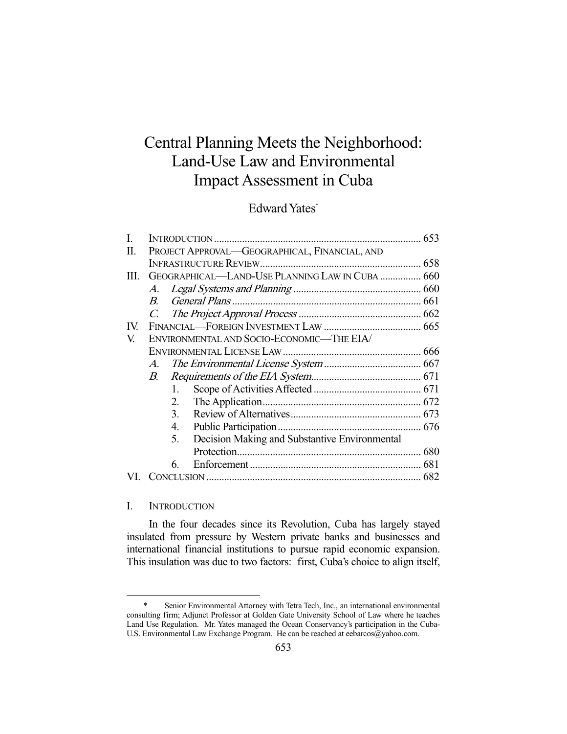# Central Planning Meets the Neighborhood: Land-Use Law and Environmental Impact Assessment in Cuba

Edward Yates*

| | | |
|---|---|---|
| I. | INTRODUCTION | 653 |
| II. | PROJECT APPROVAL—GEOGRAPHICAL, FINANCIAL, AND INFRASTRUCTURE REVIEW | 658 |
| III. | GEOGRAPHICAL—LAND-USE PLANNING LAW IN CUBA | 660 |
| | *A. Legal Systems and Planning* | 660 |
| | *B. General Plans* | 661 |
| | *C. The Project Approval Process* | 662 |
| IV. | FINANCIAL—FOREIGN INVESTMENT LAW | 665 |
| V. | ENVIRONMENTAL AND SOCIO-ECONOMIC—THE EIA/ ENVIRONMENTAL LICENSE LAW | 666 |
| | *A. The Environmental License System* | 667 |
| | *B. Requirements of the EIA System* | 671 |
| | 1. Scope of Activities Affected | 671 |
| | 2. The Application | 672 |
| | 3. Review of Alternatives | 673 |
| | 4. Public Participation | 676 |
| | 5. Decision Making and Substantive Environmental Protection | 680 |
| | 6. Enforcement | 681 |
| VI. | CONCLUSION | 682 |

## I. INTRODUCTION

In the four decades since its Revolution, Cuba has largely stayed insulated from pressure by Western private banks and businesses and international financial institutions to pursue rapid economic expansion. This insulation was due to two factors: first, Cuba's choice to align itself,

---

\* Senior Environmental Attorney with Tetra Tech, Inc., an international environmental consulting firm; Adjunct Professor at Golden Gate University School of Law where he teaches Land Use Regulation. Mr. Yates managed the Ocean Conservancy's participation in the Cuba-U.S. Environmental Law Exchange Program. He can be reached at eebarcos@yahoo.com.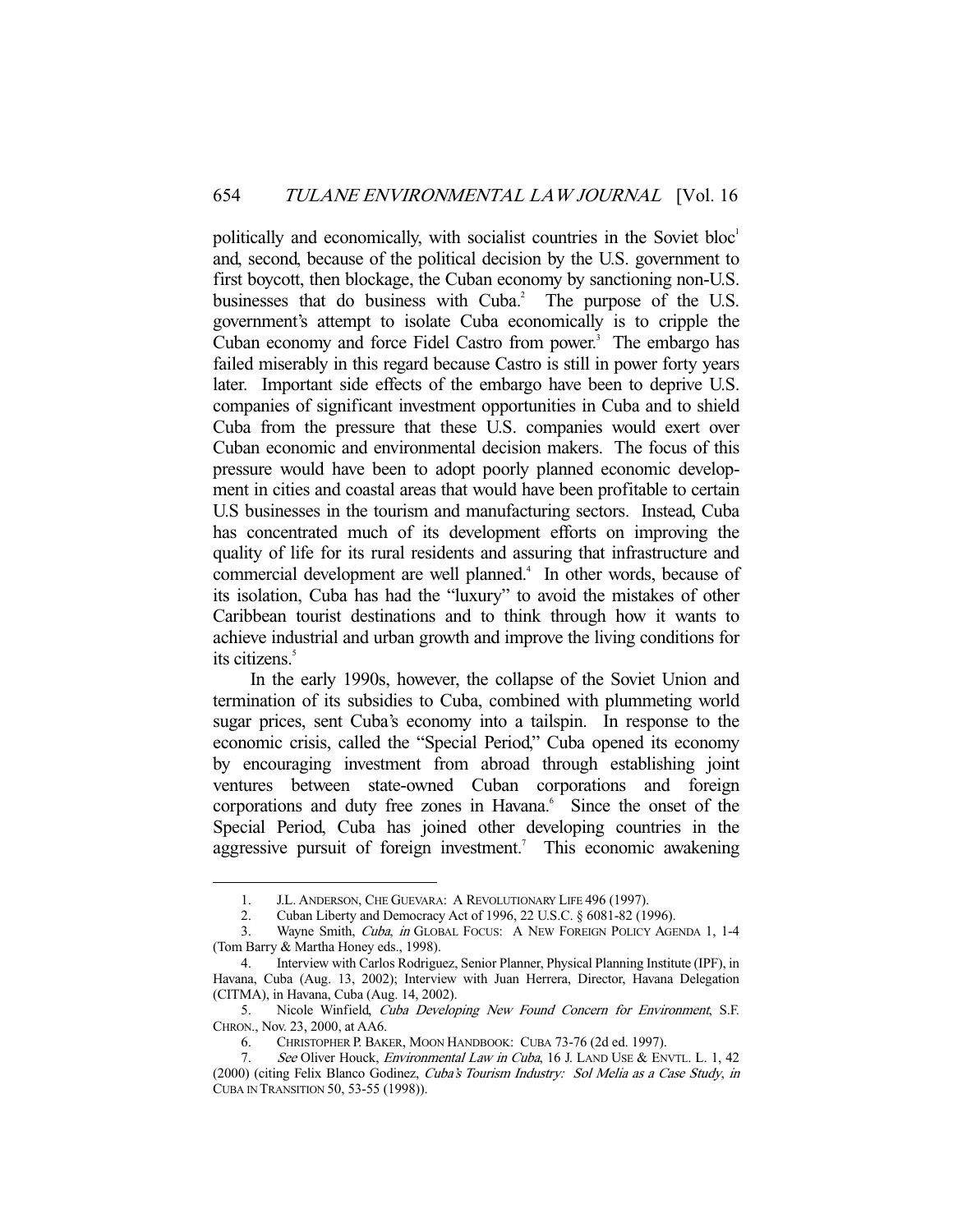politically and economically, with socialist countries in the Soviet bloc[1] and, second, because of the political decision by the U.S. government to first boycott, then blockage, the Cuban economy by sanctioning non-U.S. businesses that do business with Cuba.[2] The purpose of the U.S. government's attempt to isolate Cuba economically is to cripple the Cuban economy and force Fidel Castro from power.[3] The embargo has failed miserably in this regard because Castro is still in power forty years later. Important side effects of the embargo have been to deprive U.S. companies of significant investment opportunities in Cuba and to shield Cuba from the pressure that these U.S. companies would exert over Cuban economic and environmental decision makers. The focus of this pressure would have been to adopt poorly planned economic development in cities and coastal areas that would have been profitable to certain U.S businesses in the tourism and manufacturing sectors. Instead, Cuba has concentrated much of its development efforts on improving the quality of life for its rural residents and assuring that infrastructure and commercial development are well planned.[4] In other words, because of its isolation, Cuba has had the "luxury" to avoid the mistakes of other Caribbean tourist destinations and to think through how it wants to achieve industrial and urban growth and improve the living conditions for its citizens.[5]

In the early 1990s, however, the collapse of the Soviet Union and termination of its subsidies to Cuba, combined with plummeting world sugar prices, sent Cuba's economy into a tailspin. In response to the economic crisis, called the "Special Period," Cuba opened its economy by encouraging investment from abroad through establishing joint ventures between state-owned Cuban corporations and foreign corporations and duty free zones in Havana.[6] Since the onset of the Special Period, Cuba has joined other developing countries in the aggressive pursuit of foreign investment.[7] This economic awakening

---

1. J.L. ANDERSON, CHE GUEVARA: A REVOLUTIONARY LIFE 496 (1997).
2. Cuban Liberty and Democracy Act of 1996, 22 U.S.C. § 6081-82 (1996).
3. Wayne Smith, *Cuba*, *in* GLOBAL FOCUS: A NEW FOREIGN POLICY AGENDA 1, 1-4 (Tom Barry & Martha Honey eds., 1998).
4. Interview with Carlos Rodriguez, Senior Planner, Physical Planning Institute (IPF), in Havana, Cuba (Aug. 13, 2002); Interview with Juan Herrera, Director, Havana Delegation (CITMA), in Havana, Cuba (Aug. 14, 2002).
5. Nicole Winfield, *Cuba Developing New Found Concern for Environment*, S.F. CHRON., Nov. 23, 2000, at AA6.
6. CHRISTOPHER P. BAKER, MOON HANDBOOK: CUBA 73-76 (2d ed. 1997).
7. *See* Oliver Houck, *Environmental Law in Cuba*, 16 J. LAND USE & ENVTL. L. 1, 42 (2000) (citing Felix Blanco Godinez, *Cuba's Tourism Industry: Sol Melia as a Case Study*, *in* CUBA IN TRANSITION 50, 53-55 (1998)).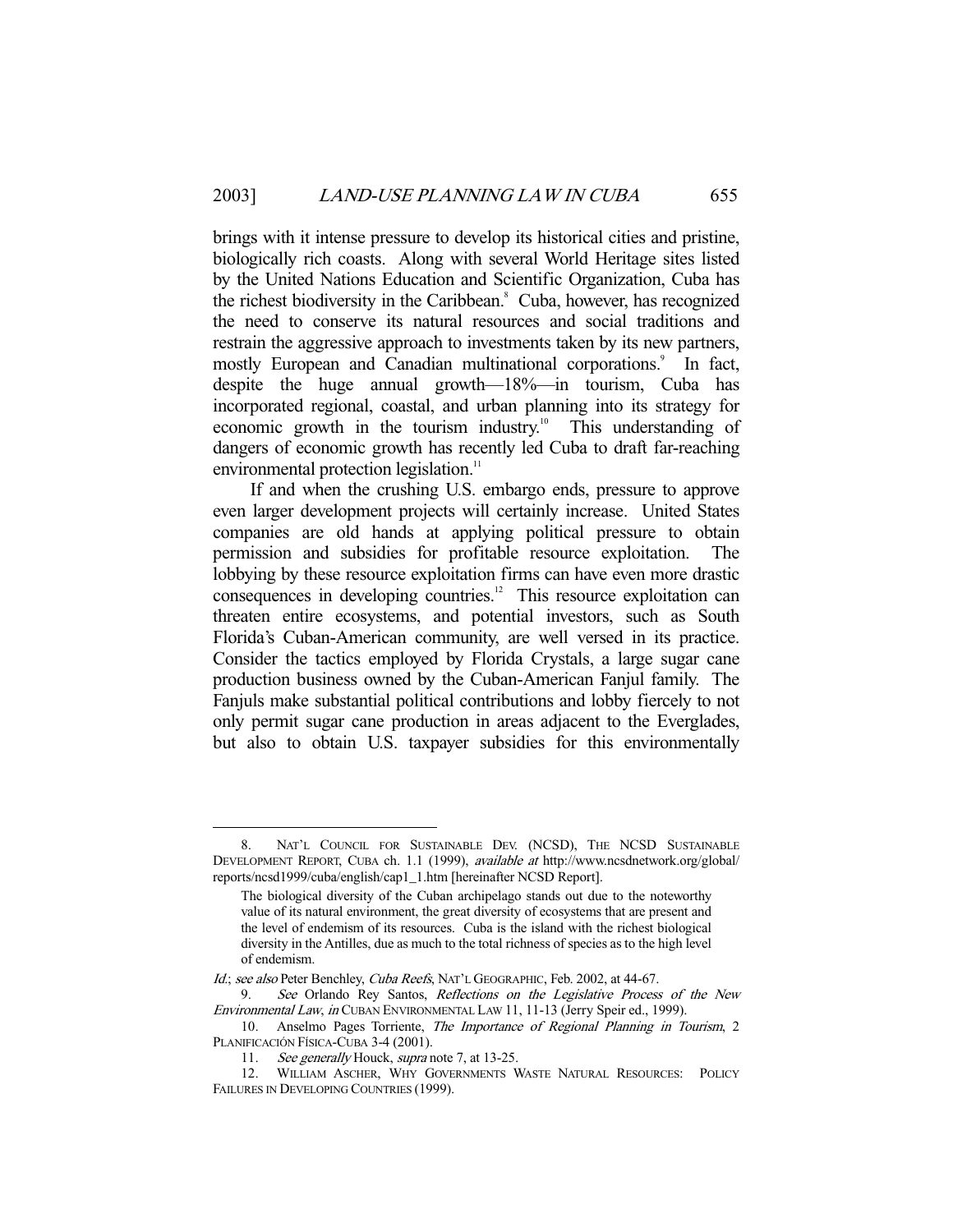brings with it intense pressure to develop its historical cities and pristine, biologically rich coasts. Along with several World Heritage sites listed by the United Nations Education and Scientific Organization, Cuba has the richest biodiversity in the Caribbean.[8] Cuba, however, has recognized the need to conserve its natural resources and social traditions and restrain the aggressive approach to investments taken by its new partners, mostly European and Canadian multinational corporations.[9] In fact, despite the huge annual growth—18%—in tourism, Cuba has incorporated regional, coastal, and urban planning into its strategy for economic growth in the tourism industry.[10] This understanding of dangers of economic growth has recently led Cuba to draft far-reaching environmental protection legislation.[11]

If and when the crushing U.S. embargo ends, pressure to approve even larger development projects will certainly increase. United States companies are old hands at applying political pressure to obtain permission and subsidies for profitable resource exploitation. The lobbying by these resource exploitation firms can have even more drastic consequences in developing countries.[12] This resource exploitation can threaten entire ecosystems, and potential investors, such as South Florida's Cuban-American community, are well versed in its practice. Consider the tactics employed by Florida Crystals, a large sugar cane production business owned by the Cuban-American Fanjul family. The Fanjuls make substantial political contributions and lobby fiercely to not only permit sugar cane production in areas adjacent to the Everglades, but also to obtain U.S. taxpayer subsidies for this environmentally

---

8. NAT'L COUNCIL FOR SUSTAINABLE DEV. (NCSD), THE NCSD SUSTAINABLE DEVELOPMENT REPORT, CUBA ch. 1.1 (1999), *available at* http://www.ncsdnetwork.org/global/reports/ncsd1999/cuba/english/cap1_1.htm [hereinafter NCSD Report].

> The biological diversity of the Cuban archipelago stands out due to the noteworthy value of its natural environment, the great diversity of ecosystems that are present and the level of endemism of its resources. Cuba is the island with the richest biological diversity in the Antilles, due as much to the total richness of species as to the high level of endemism.

*Id.*; *see also* Peter Benchley, *Cuba Reefs*, NAT'L GEOGRAPHIC, Feb. 2002, at 44-67.

9. *See* Orlando Rey Santos, *Reflections on the Legislative Process of the New Environmental Law*, *in* CUBAN ENVIRONMENTAL LAW 11, 11-13 (Jerry Speir ed., 1999).

10. Anselmo Pages Torriente, *The Importance of Regional Planning in Tourism*, 2 PLANIFICACIÓN FÍSICA-CUBA 3-4 (2001).

11. *See generally* Houck, *supra* note 7, at 13-25.

12. WILLIAM ASCHER, WHY GOVERNMENTS WASTE NATURAL RESOURCES: POLICY FAILURES IN DEVELOPING COUNTRIES (1999).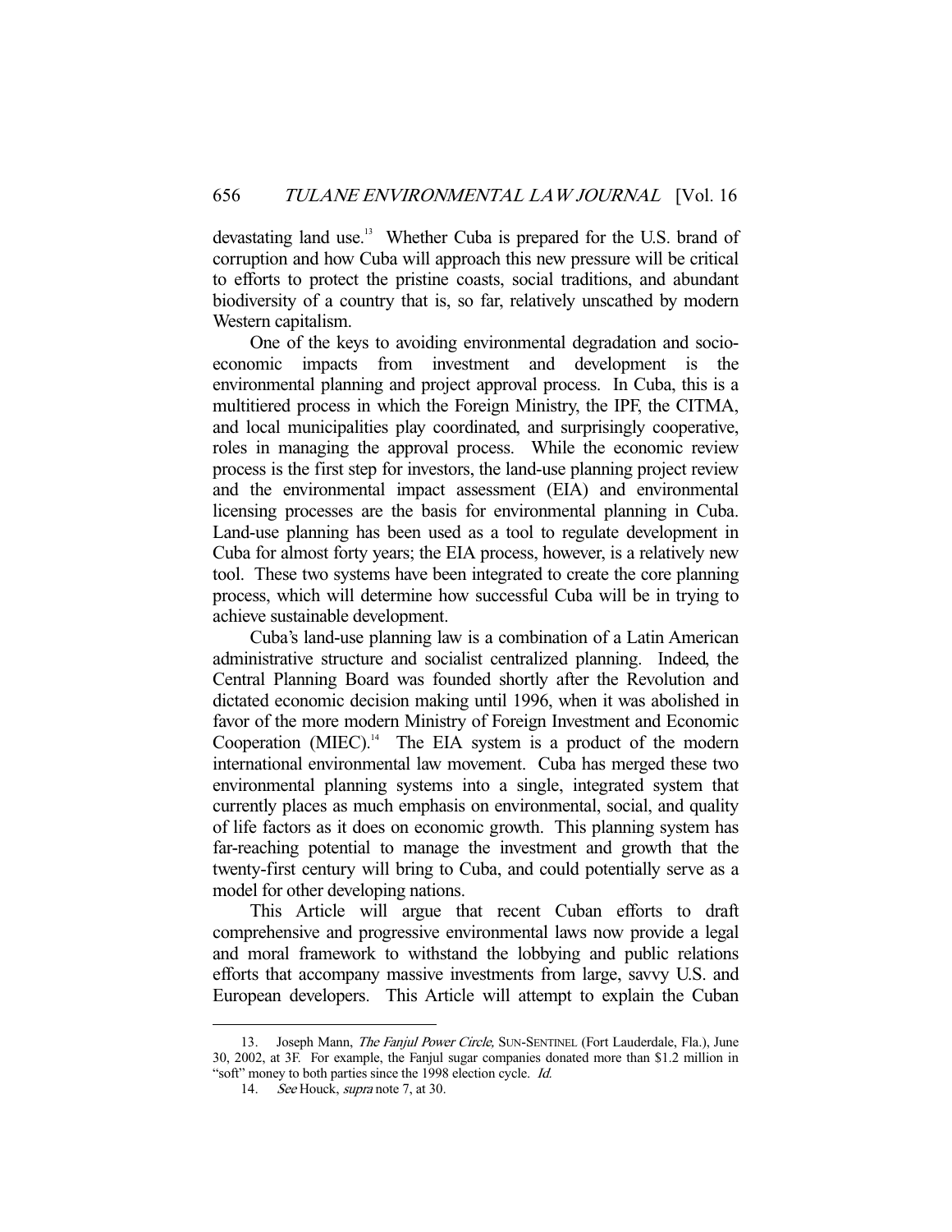devastating land use.[13] Whether Cuba is prepared for the U.S. brand of corruption and how Cuba will approach this new pressure will be critical to efforts to protect the pristine coasts, social traditions, and abundant biodiversity of a country that is, so far, relatively unscathed by modern Western capitalism.

One of the keys to avoiding environmental degradation and socio-economic impacts from investment and development is the environmental planning and project approval process. In Cuba, this is a multitiered process in which the Foreign Ministry, the IPF, the CITMA, and local municipalities play coordinated, and surprisingly cooperative, roles in managing the approval process. While the economic review process is the first step for investors, the land-use planning project review and the environmental impact assessment (EIA) and environmental licensing processes are the basis for environmental planning in Cuba. Land-use planning has been used as a tool to regulate development in Cuba for almost forty years; the EIA process, however, is a relatively new tool. These two systems have been integrated to create the core planning process, which will determine how successful Cuba will be in trying to achieve sustainable development.

Cuba's land-use planning law is a combination of a Latin American administrative structure and socialist centralized planning. Indeed, the Central Planning Board was founded shortly after the Revolution and dictated economic decision making until 1996, when it was abolished in favor of the more modern Ministry of Foreign Investment and Economic Cooperation (MIEC).[14] The EIA system is a product of the modern international environmental law movement. Cuba has merged these two environmental planning systems into a single, integrated system that currently places as much emphasis on environmental, social, and quality of life factors as it does on economic growth. This planning system has far-reaching potential to manage the investment and growth that the twenty-first century will bring to Cuba, and could potentially serve as a model for other developing nations.

This Article will argue that recent Cuban efforts to draft comprehensive and progressive environmental laws now provide a legal and moral framework to withstand the lobbying and public relations efforts that accompany massive investments from large, savvy U.S. and European developers. This Article will attempt to explain the Cuban

---

13. Joseph Mann, *The Fanjul Power Circle*, SUN-SENTINEL (Fort Lauderdale, Fla.), June 30, 2002, at 3F. For example, the Fanjul sugar companies donated more than $1.2 million in "soft" money to both parties since the 1998 election cycle. *Id.*

14. *See* Houck, *supra* note 7, at 30.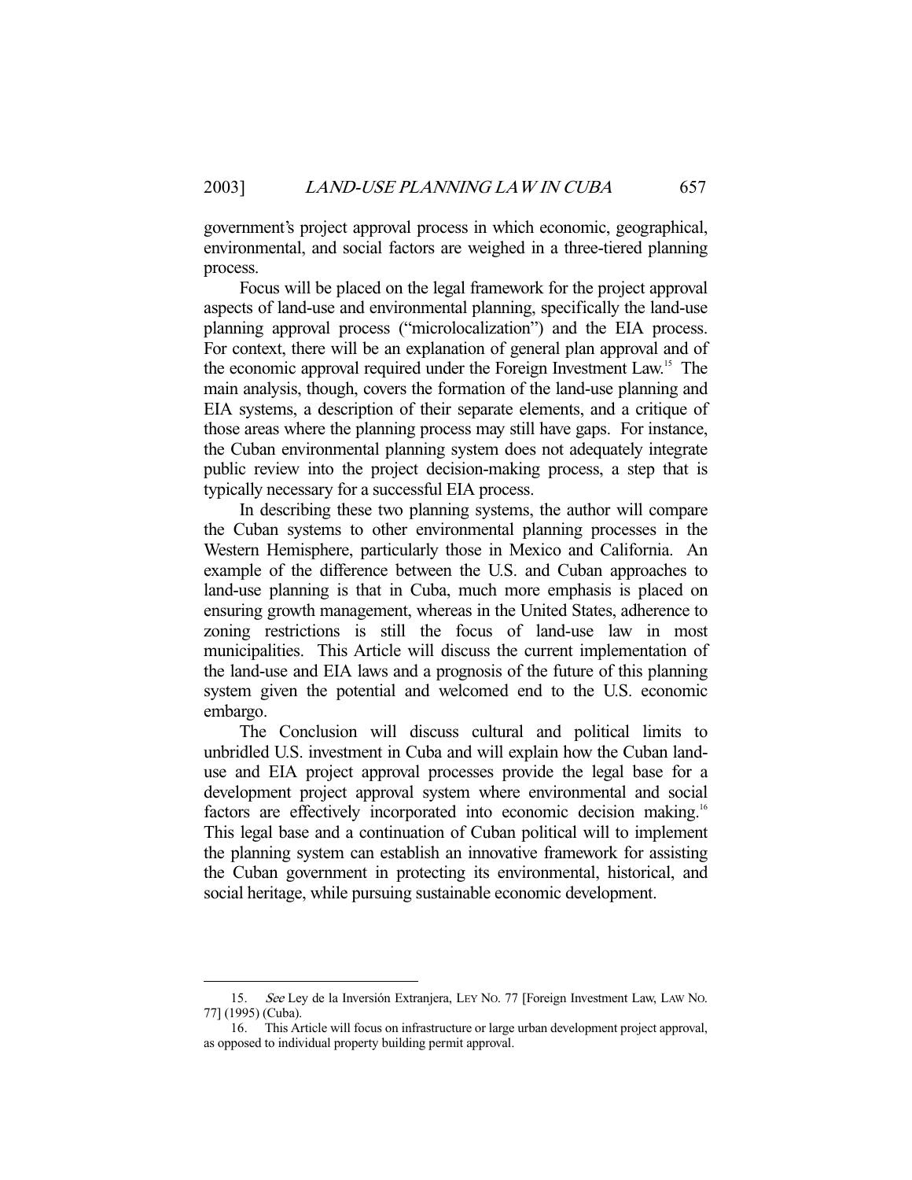government's project approval process in which economic, geographical, environmental, and social factors are weighed in a three-tiered planning process.

Focus will be placed on the legal framework for the project approval aspects of land-use and environmental planning, specifically the land-use planning approval process ("microlocalization") and the EIA process. For context, there will be an explanation of general plan approval and of the economic approval required under the Foreign Investment Law.[15] The main analysis, though, covers the formation of the land-use planning and EIA systems, a description of their separate elements, and a critique of those areas where the planning process may still have gaps. For instance, the Cuban environmental planning system does not adequately integrate public review into the project decision-making process, a step that is typically necessary for a successful EIA process.

In describing these two planning systems, the author will compare the Cuban systems to other environmental planning processes in the Western Hemisphere, particularly those in Mexico and California. An example of the difference between the U.S. and Cuban approaches to land-use planning is that in Cuba, much more emphasis is placed on ensuring growth management, whereas in the United States, adherence to zoning restrictions is still the focus of land-use law in most municipalities. This Article will discuss the current implementation of the land-use and EIA laws and a prognosis of the future of this planning system given the potential and welcomed end to the U.S. economic embargo.

The Conclusion will discuss cultural and political limits to unbridled U.S. investment in Cuba and will explain how the Cuban land-use and EIA project approval processes provide the legal base for a development project approval system where environmental and social factors are effectively incorporated into economic decision making.[16] This legal base and a continuation of Cuban political will to implement the planning system can establish an innovative framework for assisting the Cuban government in protecting its environmental, historical, and social heritage, while pursuing sustainable economic development.

---

15. *See* Ley de la Inversión Extranjera, LEY NO. 77 [Foreign Investment Law, LAW NO. 77] (1995) (Cuba).

16. This Article will focus on infrastructure or large urban development project approval, as opposed to individual property building permit approval.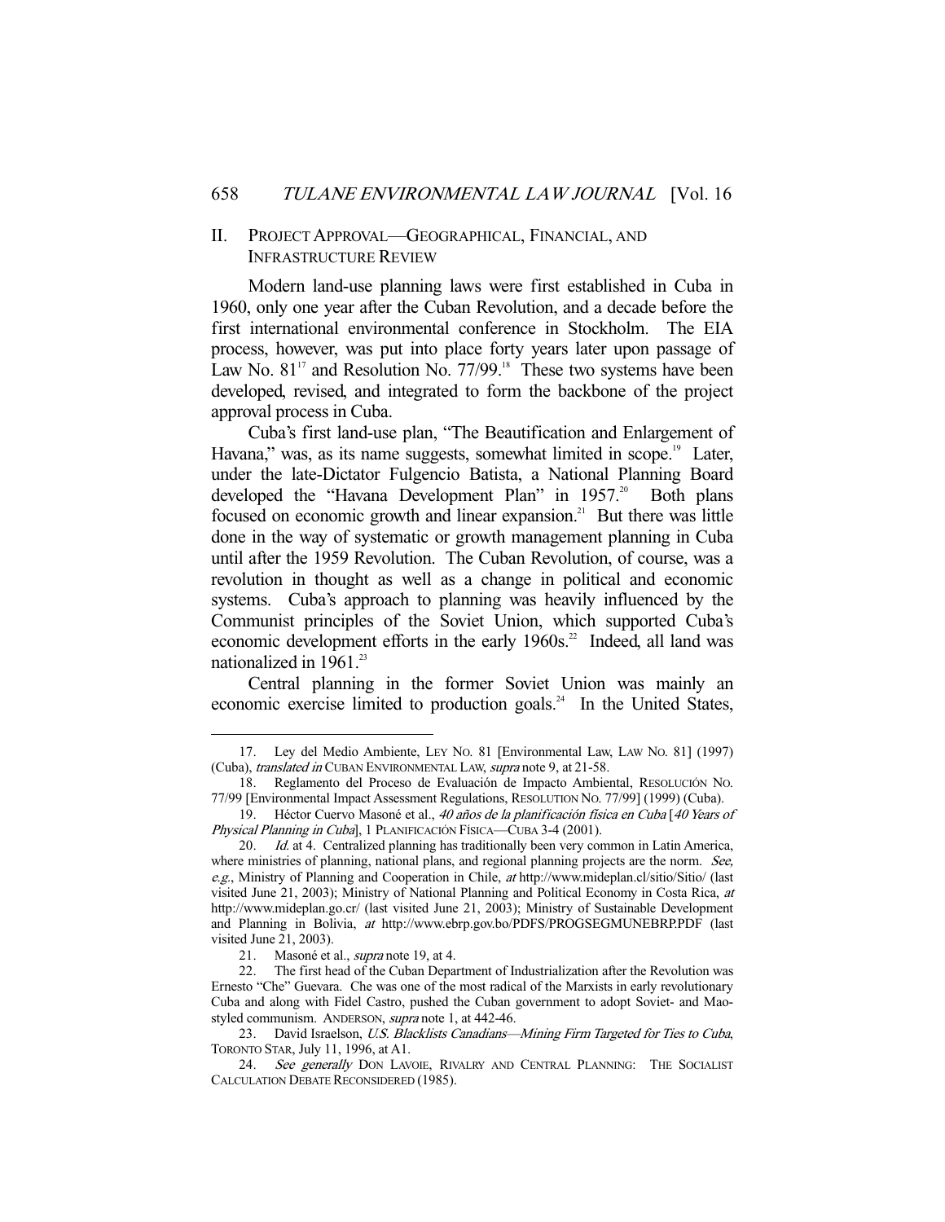## II. PROJECT APPROVAL—GEOGRAPHICAL, FINANCIAL, AND INFRASTRUCTURE REVIEW

Modern land-use planning laws were first established in Cuba in 1960, only one year after the Cuban Revolution, and a decade before the first international environmental conference in Stockholm. The EIA process, however, was put into place forty years later upon passage of Law No. 81[17] and Resolution No. 77/99.[18] These two systems have been developed, revised, and integrated to form the backbone of the project approval process in Cuba.

Cuba's first land-use plan, "The Beautification and Enlargement of Havana," was, as its name suggests, somewhat limited in scope.[19] Later, under the late-Dictator Fulgencio Batista, a National Planning Board developed the "Havana Development Plan" in 1957.[20] Both plans focused on economic growth and linear expansion.[21] But there was little done in the way of systematic or growth management planning in Cuba until after the 1959 Revolution. The Cuban Revolution, of course, was a revolution in thought as well as a change in political and economic systems. Cuba's approach to planning was heavily influenced by the Communist principles of the Soviet Union, which supported Cuba's economic development efforts in the early 1960s.[22] Indeed, all land was nationalized in 1961.[23]

Central planning in the former Soviet Union was mainly an economic exercise limited to production goals.[24] In the United States,

---

17. Ley del Medio Ambiente, LEY NO. 81 [Environmental Law, LAW NO. 81] (1997) (Cuba), *translated in* CUBAN ENVIRONMENTAL LAW, *supra* note 9, at 21-58.

18. Reglamento del Proceso de Evaluación de Impacto Ambiental, RESOLUCIÓN NO. 77/99 [Environmental Impact Assessment Regulations, RESOLUTION NO. 77/99] (1999) (Cuba).

19. Héctor Cuervo Masoné et al., *40 años de la planificación física en Cuba* [*40 Years of Physical Planning in Cuba*], 1 PLANIFICACIÓN FÍSICA—CUBA 3-4 (2001).

20. *Id.* at 4. Centralized planning has traditionally been very common in Latin America, where ministries of planning, national plans, and regional planning projects are the norm. *See, e.g.*, Ministry of Planning and Cooperation in Chile, *at* http://www.mideplan.cl/sitio/Sitio/ (last visited June 21, 2003); Ministry of National Planning and Political Economy in Costa Rica, *at* http://www.mideplan.go.cr/ (last visited June 21, 2003); Ministry of Sustainable Development and Planning in Bolivia, *at* http://www.ebrp.gov.bo/PDFS/PROGSEGMUNEBRP.PDF (last visited June 21, 2003).

21. Masoné et al., *supra* note 19, at 4.

22. The first head of the Cuban Department of Industrialization after the Revolution was Ernesto "Che" Guevara. Che was one of the most radical of the Marxists in early revolutionary Cuba and along with Fidel Castro, pushed the Cuban government to adopt Soviet- and Mao-styled communism. ANDERSON, *supra* note 1, at 442-46.

23. David Israelson, *U.S. Blacklists Canadians—Mining Firm Targeted for Ties to Cuba*, TORONTO STAR, July 11, 1996, at A1.

24. *See generally* DON LAVOIE, RIVALRY AND CENTRAL PLANNING: THE SOCIALIST CALCULATION DEBATE RECONSIDERED (1985).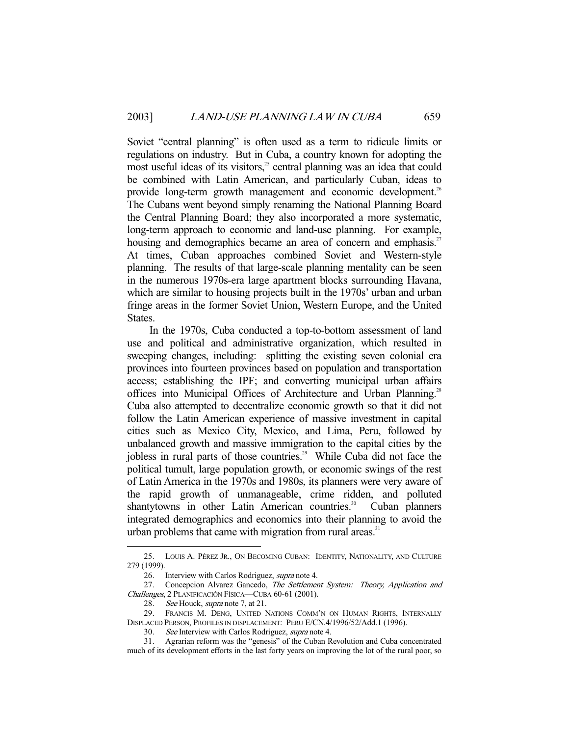Soviet "central planning" is often used as a term to ridicule limits or regulations on industry. But in Cuba, a country known for adopting the most useful ideas of its visitors,[25] central planning was an idea that could be combined with Latin American, and particularly Cuban, ideas to provide long-term growth management and economic development.[26] The Cubans went beyond simply renaming the National Planning Board the Central Planning Board; they also incorporated a more systematic, long-term approach to economic and land-use planning. For example, housing and demographics became an area of concern and emphasis.[27] At times, Cuban approaches combined Soviet and Western-style planning. The results of that large-scale planning mentality can be seen in the numerous 1970s-era large apartment blocks surrounding Havana, which are similar to housing projects built in the 1970s' urban and urban fringe areas in the former Soviet Union, Western Europe, and the United States.

In the 1970s, Cuba conducted a top-to-bottom assessment of land use and political and administrative organization, which resulted in sweeping changes, including: splitting the existing seven colonial era provinces into fourteen provinces based on population and transportation access; establishing the IPF; and converting municipal urban affairs offices into Municipal Offices of Architecture and Urban Planning.[28] Cuba also attempted to decentralize economic growth so that it did not follow the Latin American experience of massive investment in capital cities such as Mexico City, Mexico, and Lima, Peru, followed by unbalanced growth and massive immigration to the capital cities by the jobless in rural parts of those countries.[29] While Cuba did not face the political tumult, large population growth, or economic swings of the rest of Latin America in the 1970s and 1980s, its planners were very aware of the rapid growth of unmanageable, crime ridden, and polluted shantytowns in other Latin American countries.[30] Cuban planners integrated demographics and economics into their planning to avoid the urban problems that came with migration from rural areas.[31]

---

25. LOUIS A. PÉREZ JR., ON BECOMING CUBAN: IDENTITY, NATIONALITY, AND CULTURE 279 (1999).

26. Interview with Carlos Rodriguez, *supra* note 4.

27. Concepcion Alvarez Gancedo, *The Settlement System: Theory, Application and Challenges*, 2 PLANIFICACIÓN FÍSICA—CUBA 60-61 (2001).

28. *See* Houck, *supra* note 7, at 21.

29. FRANCIS M. DENG, UNITED NATIONS COMM'N ON HUMAN RIGHTS, INTERNALLY DISPLACED PERSON, PROFILES IN DISPLACEMENT: PERU E/CN.4/1996/52/Add.1 (1996).

30. *See* Interview with Carlos Rodriguez, *supra* note 4.

31. Agrarian reform was the "genesis" of the Cuban Revolution and Cuba concentrated much of its development efforts in the last forty years on improving the lot of the rural poor, so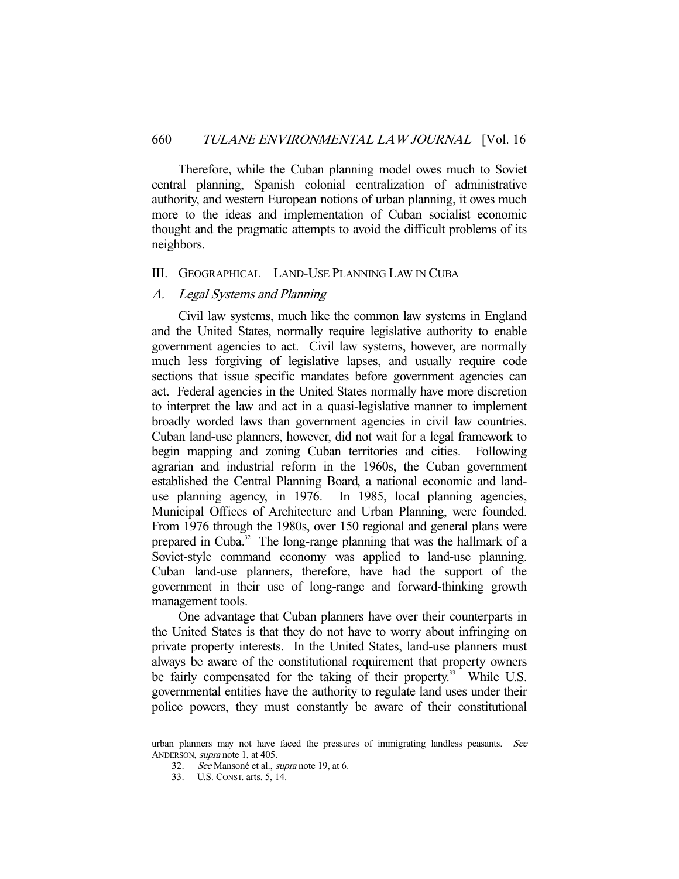Therefore, while the Cuban planning model owes much to Soviet central planning, Spanish colonial centralization of administrative authority, and western European notions of urban planning, it owes much more to the ideas and implementation of Cuban socialist economic thought and the pragmatic attempts to avoid the difficult problems of its neighbors.

## III. GEOGRAPHICAL—LAND-USE PLANNING LAW IN CUBA

### A. *Legal Systems and Planning*

Civil law systems, much like the common law systems in England and the United States, normally require legislative authority to enable government agencies to act. Civil law systems, however, are normally much less forgiving of legislative lapses, and usually require code sections that issue specific mandates before government agencies can act. Federal agencies in the United States normally have more discretion to interpret the law and act in a quasi-legislative manner to implement broadly worded laws than government agencies in civil law countries. Cuban land-use planners, however, did not wait for a legal framework to begin mapping and zoning Cuban territories and cities. Following agrarian and industrial reform in the 1960s, the Cuban government established the Central Planning Board, a national economic and land-use planning agency, in 1976. In 1985, local planning agencies, Municipal Offices of Architecture and Urban Planning, were founded. From 1976 through the 1980s, over 150 regional and general plans were prepared in Cuba.[32] The long-range planning that was the hallmark of a Soviet-style command economy was applied to land-use planning. Cuban land-use planners, therefore, have had the support of the government in their use of long-range and forward-thinking growth management tools.

One advantage that Cuban planners have over their counterparts in the United States is that they do not have to worry about infringing on private property interests. In the United States, land-use planners must always be aware of the constitutional requirement that property owners be fairly compensated for the taking of their property.[33] While U.S. governmental entities have the authority to regulate land uses under their police powers, they must constantly be aware of their constitutional

---

urban planners may not have faced the pressures of immigrating landless peasants. *See* ANDERSON, *supra* note 1, at 405.

32. *See* Mansoné et al., *supra* note 19, at 6.

33. U.S. CONST. arts. 5, 14.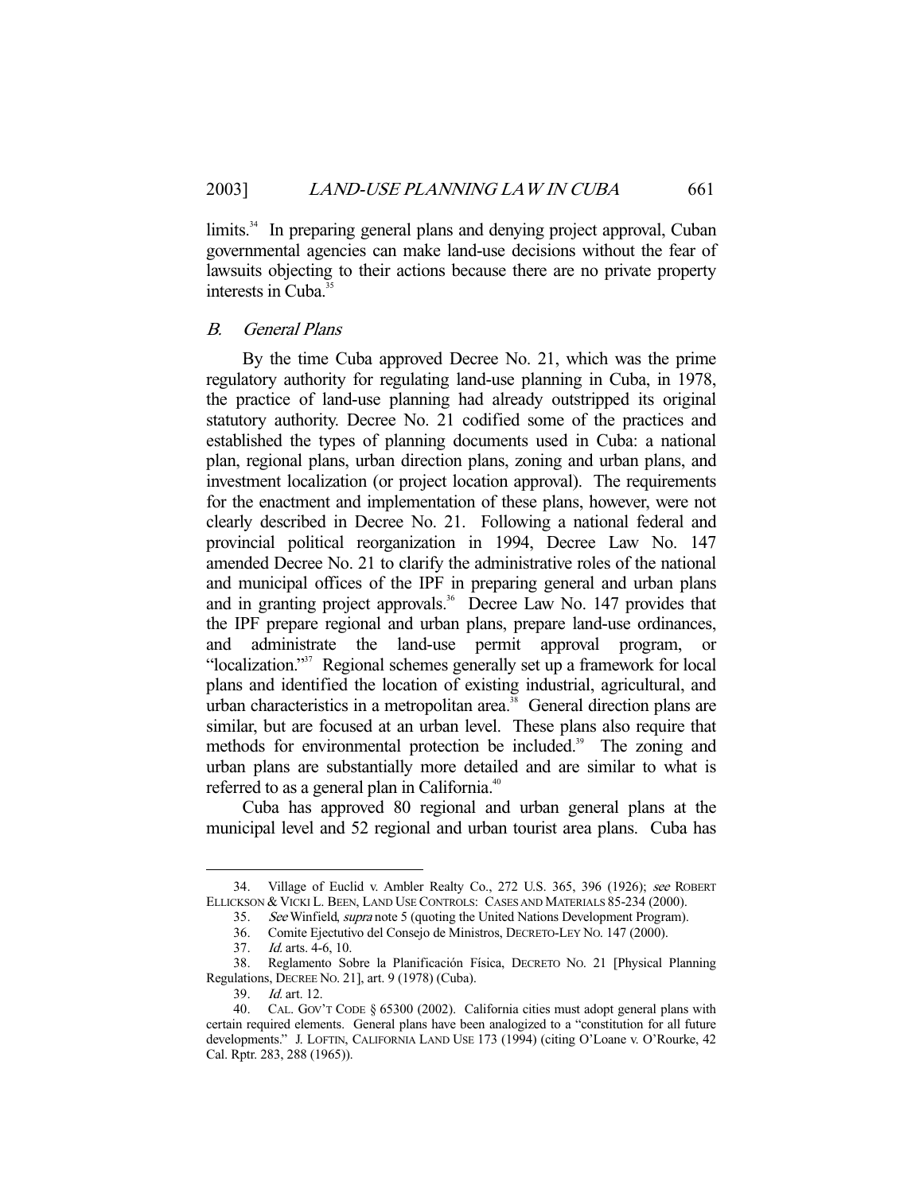limits.[34] In preparing general plans and denying project approval, Cuban governmental agencies can make land-use decisions without the fear of lawsuits objecting to their actions because there are no private property interests in Cuba.[35]

### *B. General Plans*

By the time Cuba approved Decree No. 21, which was the prime regulatory authority for regulating land-use planning in Cuba, in 1978, the practice of land-use planning had already outstripped its original statutory authority. Decree No. 21 codified some of the practices and established the types of planning documents used in Cuba: a national plan, regional plans, urban direction plans, zoning and urban plans, and investment localization (or project location approval). The requirements for the enactment and implementation of these plans, however, were not clearly described in Decree No. 21. Following a national federal and provincial political reorganization in 1994, Decree Law No. 147 amended Decree No. 21 to clarify the administrative roles of the national and municipal offices of the IPF in preparing general and urban plans and in granting project approvals.[36] Decree Law No. 147 provides that the IPF prepare regional and urban plans, prepare land-use ordinances, and administrate the land-use permit approval program, or "localization."[37] Regional schemes generally set up a framework for local plans and identified the location of existing industrial, agricultural, and urban characteristics in a metropolitan area.[38] General direction plans are similar, but are focused at an urban level. These plans also require that methods for environmental protection be included.[39] The zoning and urban plans are substantially more detailed and are similar to what is referred to as a general plan in California.[40]

Cuba has approved 80 regional and urban general plans at the municipal level and 52 regional and urban tourist area plans. Cuba has

---

34. Village of Euclid v. Ambler Realty Co., 272 U.S. 365, 396 (1926); *see* ROBERT ELLICKSON & VICKI L. BEEN, LAND USE CONTROLS: CASES AND MATERIALS 85-234 (2000).

35. *See* Winfield, *supra* note 5 (quoting the United Nations Development Program).

36. Comite Ejectutivo del Consejo de Ministros, DECRETO-LEY NO. 147 (2000).

37. *Id.* arts. 4-6, 10.

38. Reglamento Sobre la Planificación Física, DECRETO NO. 21 [Physical Planning Regulations, DECREE NO. 21], art. 9 (1978) (Cuba).

39. *Id.* art. 12.

40. CAL. GOV'T CODE § 65300 (2002). California cities must adopt general plans with certain required elements. General plans have been analogized to a "constitution for all future developments." J. LOFTIN, CALIFORNIA LAND USE 173 (1994) (citing O'Loane v. O'Rourke, 42 Cal. Rptr. 283, 288 (1965)).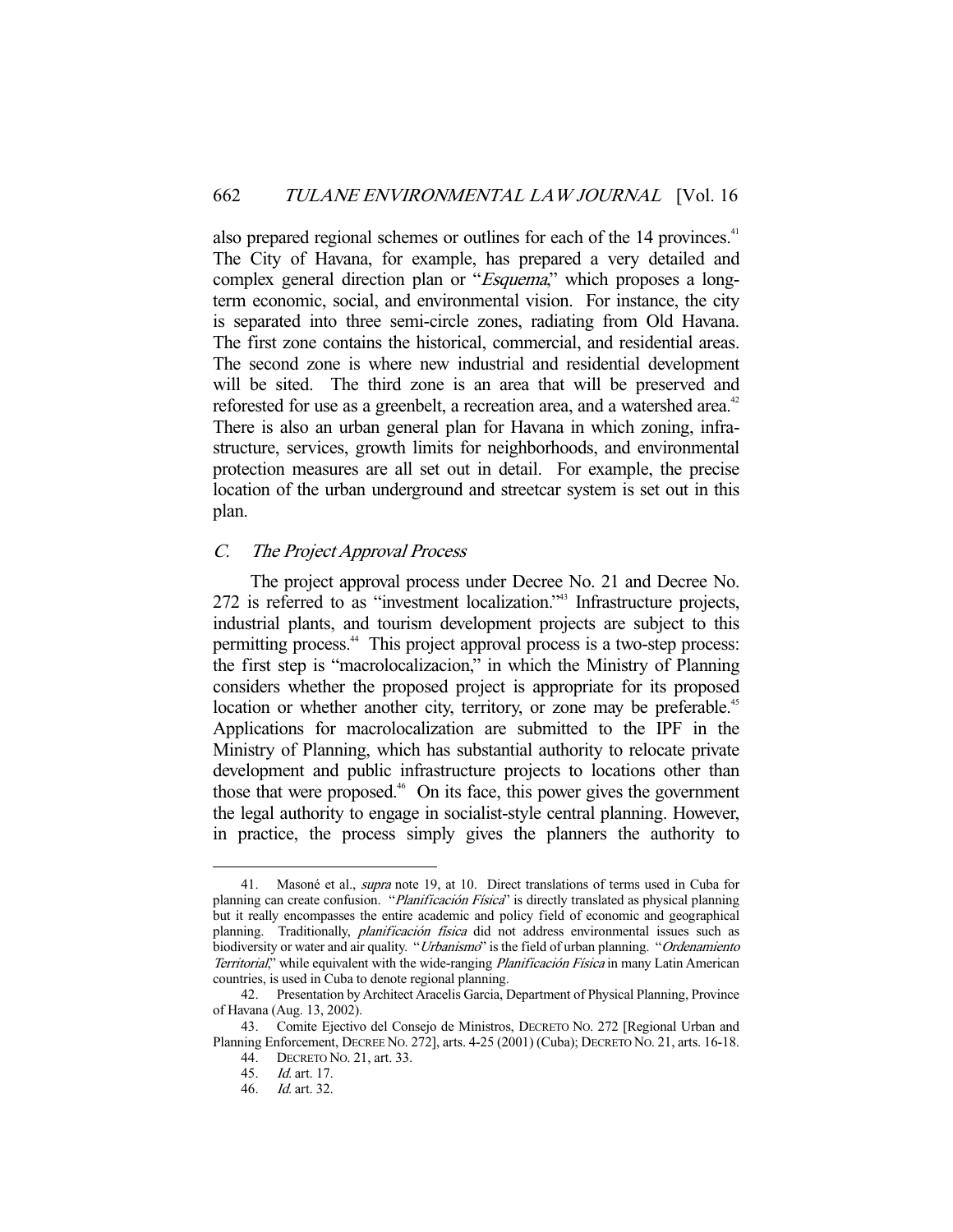also prepared regional schemes or outlines for each of the 14 provinces.[41] The City of Havana, for example, has prepared a very detailed and complex general direction plan or "*Esquema*," which proposes a long-term economic, social, and environmental vision. For instance, the city is separated into three semi-circle zones, radiating from Old Havana. The first zone contains the historical, commercial, and residential areas. The second zone is where new industrial and residential development will be sited. The third zone is an area that will be preserved and reforested for use as a greenbelt, a recreation area, and a watershed area.[42] There is also an urban general plan for Havana in which zoning, infrastructure, services, growth limits for neighborhoods, and environmental protection measures are all set out in detail. For example, the precise location of the urban underground and streetcar system is set out in this plan.

### *C. The Project Approval Process*

The project approval process under Decree No. 21 and Decree No. 272 is referred to as "investment localization."[43] Infrastructure projects, industrial plants, and tourism development projects are subject to this permitting process.[44] This project approval process is a two-step process: the first step is "macrolocalizacion," in which the Ministry of Planning considers whether the proposed project is appropriate for its proposed location or whether another city, territory, or zone may be preferable.[45] Applications for macrolocalization are submitted to the IPF in the Ministry of Planning, which has substantial authority to relocate private development and public infrastructure projects to locations other than those that were proposed.[46] On its face, this power gives the government the legal authority to engage in socialist-style central planning. However, in practice, the process simply gives the planners the authority to

---

41. Masoné et al., *supra* note 19, at 10. Direct translations of terms used in Cuba for planning can create confusion. "*Planificación Física*" is directly translated as physical planning but it really encompasses the entire academic and policy field of economic and geographical planning. Traditionally, *planificación física* did not address environmental issues such as biodiversity or water and air quality. "*Urbanismo*" is the field of urban planning. "*Ordenamiento Territorial*," while equivalent with the wide-ranging *Planificación Física* in many Latin American countries, is used in Cuba to denote regional planning.

42. Presentation by Architect Aracelis Garcia, Department of Physical Planning, Province of Havana (Aug. 13, 2002).

43. Comite Ejectivo del Consejo de Ministros, DECRETO NO. 272 [Regional Urban and Planning Enforcement, DECREE NO. 272], arts. 4-25 (2001) (Cuba); DECRETO NO. 21, arts. 16-18.

44. DECRETO NO. 21, art. 33.

45. *Id.* art. 17.

46. *Id.* art. 32.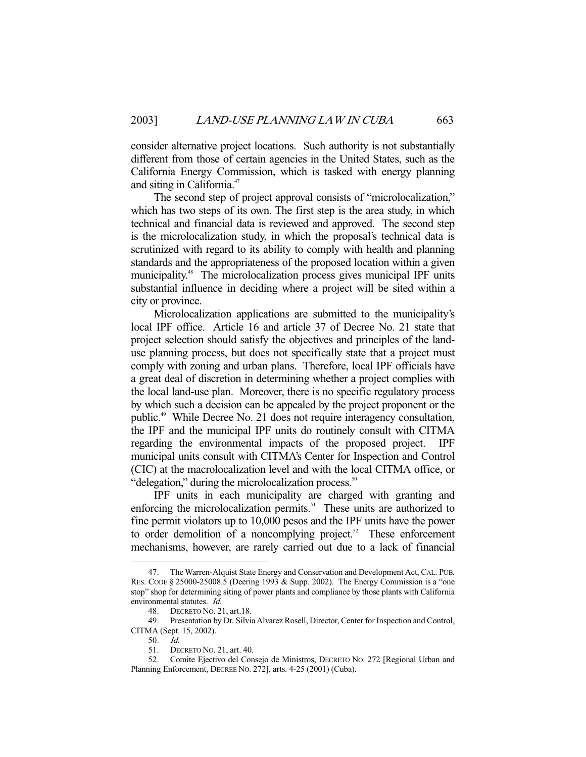consider alternative project locations. Such authority is not substantially different from those of certain agencies in the United States, such as the California Energy Commission, which is tasked with energy planning and siting in California.[47]

The second step of project approval consists of "microlocalization," which has two steps of its own. The first step is the area study, in which technical and financial data is reviewed and approved. The second step is the microlocalization study, in which the proposal's technical data is scrutinized with regard to its ability to comply with health and planning standards and the appropriateness of the proposed location within a given municipality.[48] The microlocalization process gives municipal IPF units substantial influence in deciding where a project will be sited within a city or province.

Microlocalization applications are submitted to the municipality's local IPF office. Article 16 and article 37 of Decree No. 21 state that project selection should satisfy the objectives and principles of the land-use planning process, but does not specifically state that a project must comply with zoning and urban plans. Therefore, local IPF officials have a great deal of discretion in determining whether a project complies with the local land-use plan. Moreover, there is no specific regulatory process by which such a decision can be appealed by the project proponent or the public.[49] While Decree No. 21 does not require interagency consultation, the IPF and the municipal IPF units do routinely consult with CITMA regarding the environmental impacts of the proposed project. IPF municipal units consult with CITMA's Center for Inspection and Control (CIC) at the macrolocalization level and with the local CITMA office, or "delegation," during the microlocalization process.[50]

IPF units in each municipality are charged with granting and enforcing the microlocalization permits.[51] These units are authorized to fine permit violators up to 10,000 pesos and the IPF units have the power to order demolition of a noncomplying project.[52] These enforcement mechanisms, however, are rarely carried out due to a lack of financial

---

47. The Warren-Alquist State Energy and Conservation and Development Act, CAL. PUB. RES. CODE § 25000-25008.5 (Deering 1993 & Supp. 2002). The Energy Commission is a "one stop" shop for determining siting of power plants and compliance by those plants with California environmental statutes. *Id.*

48. DECRETO NO. 21, art.18.

49. Presentation by Dr. Silvia Alvarez Rosell, Director, Center for Inspection and Control, CITMA (Sept. 15, 2002).

50. *Id.*

51. DECRETO NO. 21, art. 40.

52. Comite Ejectivo del Consejo de Ministros, DECRETO NO. 272 [Regional Urban and Planning Enforcement, DECREE NO. 272], arts. 4-25 (2001) (Cuba).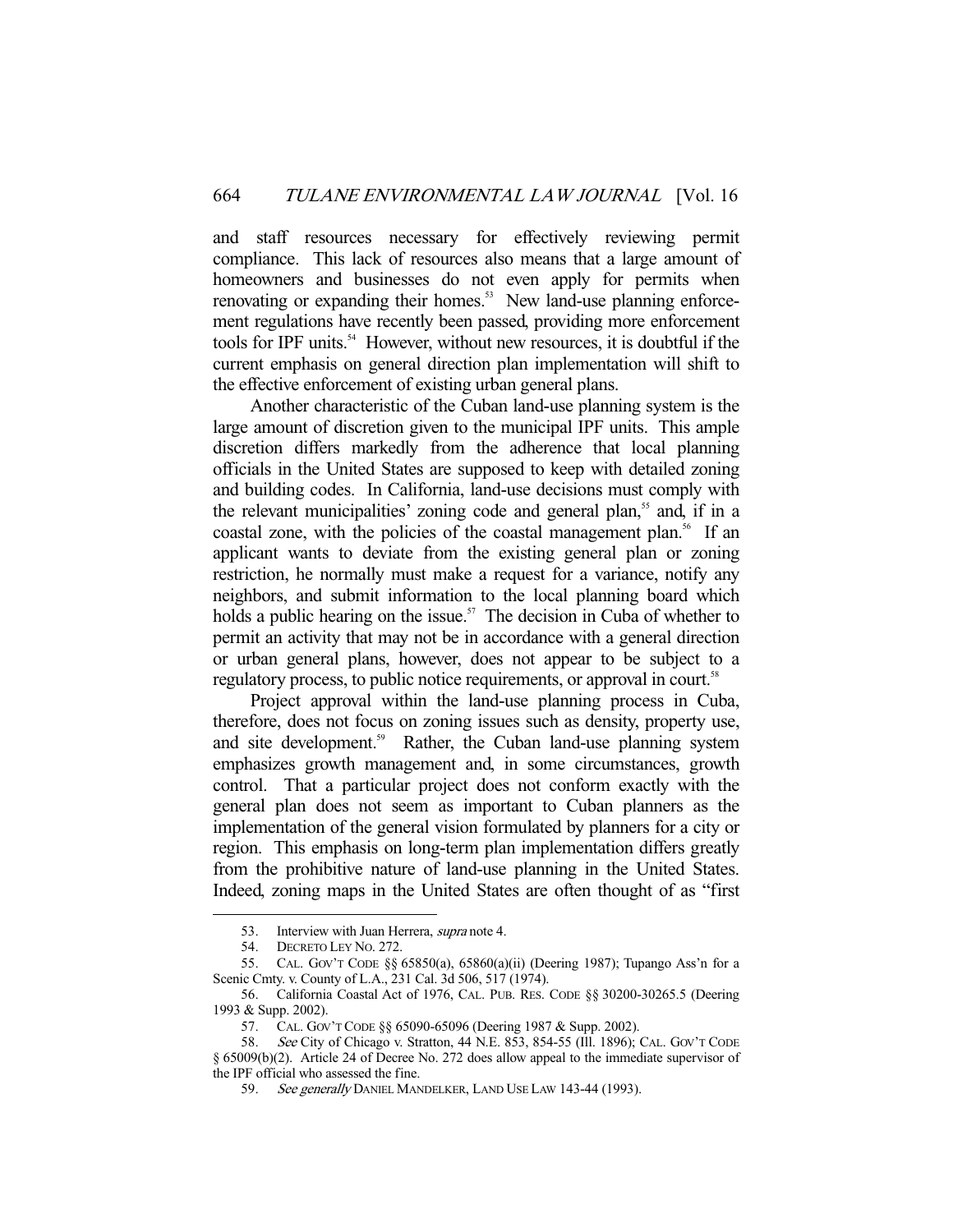and staff resources necessary for effectively reviewing permit compliance. This lack of resources also means that a large amount of homeowners and businesses do not even apply for permits when renovating or expanding their homes.[53] New land-use planning enforcement regulations have recently been passed, providing more enforcement tools for IPF units.[54] However, without new resources, it is doubtful if the current emphasis on general direction plan implementation will shift to the effective enforcement of existing urban general plans.

Another characteristic of the Cuban land-use planning system is the large amount of discretion given to the municipal IPF units. This ample discretion differs markedly from the adherence that local planning officials in the United States are supposed to keep with detailed zoning and building codes. In California, land-use decisions must comply with the relevant municipalities' zoning code and general plan,[55] and, if in a coastal zone, with the policies of the coastal management plan.[56] If an applicant wants to deviate from the existing general plan or zoning restriction, he normally must make a request for a variance, notify any neighbors, and submit information to the local planning board which holds a public hearing on the issue.[57] The decision in Cuba of whether to permit an activity that may not be in accordance with a general direction or urban general plans, however, does not appear to be subject to a regulatory process, to public notice requirements, or approval in court.[58]

Project approval within the land-use planning process in Cuba, therefore, does not focus on zoning issues such as density, property use, and site development.[59] Rather, the Cuban land-use planning system emphasizes growth management and, in some circumstances, growth control. That a particular project does not conform exactly with the general plan does not seem as important to Cuban planners as the implementation of the general vision formulated by planners for a city or region. This emphasis on long-term plan implementation differs greatly from the prohibitive nature of land-use planning in the United States. Indeed, zoning maps in the United States are often thought of as "first

---

53. Interview with Juan Herrera, *supra* note 4.

54. DECRETO LEY NO. 272.

55. CAL. GOV'T CODE §§ 65850(a), 65860(a)(ii) (Deering 1987); Tupango Ass'n for a Scenic Cmty. v. County of L.A., 231 Cal. 3d 506, 517 (1974).

56. California Coastal Act of 1976, CAL. PUB. RES. CODE §§ 30200-30265.5 (Deering 1993 & Supp. 2002).

57. CAL. GOV'T CODE §§ 65090-65096 (Deering 1987 & Supp. 2002).

58. *See* City of Chicago v. Stratton, 44 N.E. 853, 854-55 (Ill. 1896); CAL. GOV'T CODE § 65009(b)(2). Article 24 of Decree No. 272 does allow appeal to the immediate supervisor of the IPF official who assessed the fine.

59. *See generally* DANIEL MANDELKER, LAND USE LAW 143-44 (1993).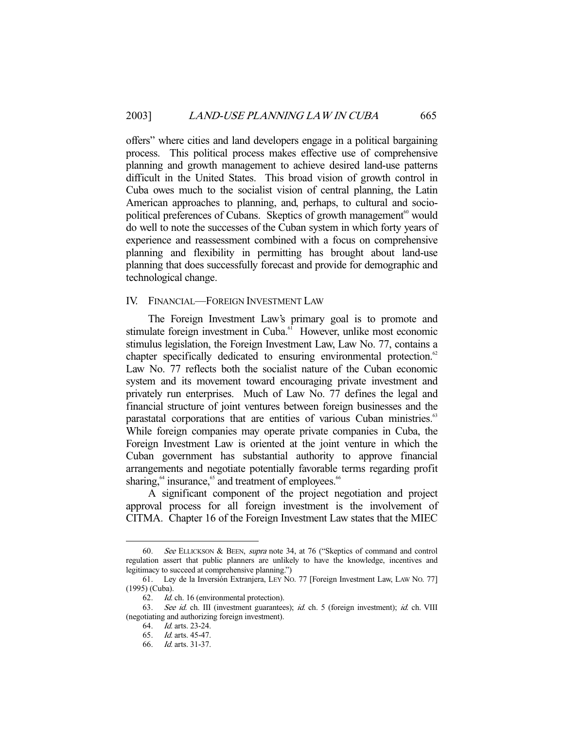offers" where cities and land developers engage in a political bargaining process. This political process makes effective use of comprehensive planning and growth management to achieve desired land-use patterns difficult in the United States. This broad vision of growth control in Cuba owes much to the socialist vision of central planning, the Latin American approaches to planning, and, perhaps, to cultural and socio-political preferences of Cubans. Skeptics of growth management[60] would do well to note the successes of the Cuban system in which forty years of experience and reassessment combined with a focus on comprehensive planning and flexibility in permitting has brought about land-use planning that does successfully forecast and provide for demographic and technological change.

## IV. FINANCIAL—FOREIGN INVESTMENT LAW

The Foreign Investment Law's primary goal is to promote and stimulate foreign investment in Cuba.[61] However, unlike most economic stimulus legislation, the Foreign Investment Law, Law No. 77, contains a chapter specifically dedicated to ensuring environmental protection.[62] Law No. 77 reflects both the socialist nature of the Cuban economic system and its movement toward encouraging private investment and privately run enterprises. Much of Law No. 77 defines the legal and financial structure of joint ventures between foreign businesses and the parastatal corporations that are entities of various Cuban ministries.[63] While foreign companies may operate private companies in Cuba, the Foreign Investment Law is oriented at the joint venture in which the Cuban government has substantial authority to approve financial arrangements and negotiate potentially favorable terms regarding profit sharing,[64] insurance,[65] and treatment of employees.[66]

A significant component of the project negotiation and project approval process for all foreign investment is the involvement of CITMA. Chapter 16 of the Foreign Investment Law states that the MIEC

---

60. *See* ELLICKSON & BEEN, *supra* note 34, at 76 ("Skeptics of command and control regulation assert that public planners are unlikely to have the knowledge, incentives and legitimacy to succeed at comprehensive planning.")

61. Ley de la Inversión Extranjera, LEY NO. 77 [Foreign Investment Law, LAW NO. 77] (1995) (Cuba).

62. *Id.* ch. 16 (environmental protection).

63. *See id.* ch. III (investment guarantees); *id.* ch. 5 (foreign investment); *id.* ch. VIII (negotiating and authorizing foreign investment).

64. *Id.* arts. 23-24.

65. *Id.* arts. 45-47.

66. *Id.* arts. 31-37.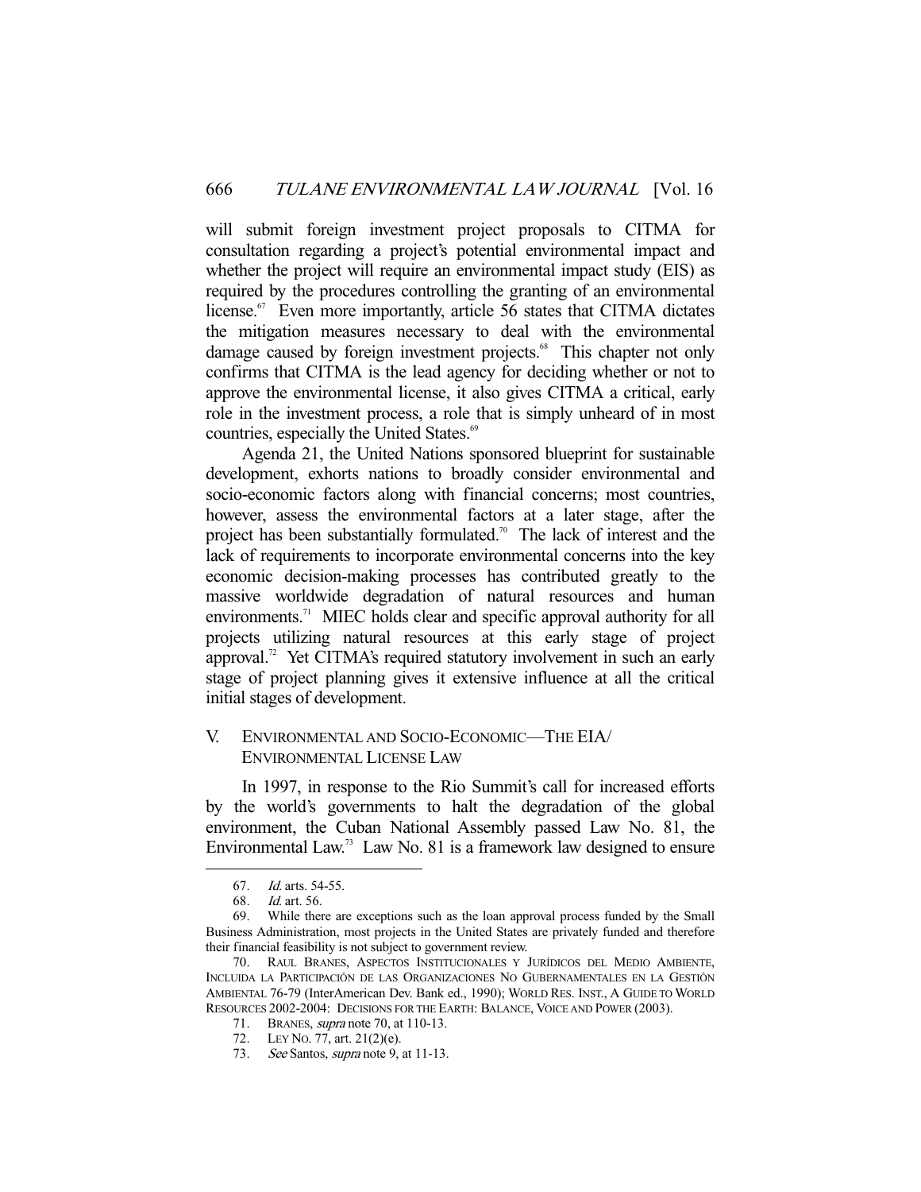will submit foreign investment project proposals to CITMA for consultation regarding a project's potential environmental impact and whether the project will require an environmental impact study (EIS) as required by the procedures controlling the granting of an environmental license.[67] Even more importantly, article 56 states that CITMA dictates the mitigation measures necessary to deal with the environmental damage caused by foreign investment projects.[68] This chapter not only confirms that CITMA is the lead agency for deciding whether or not to approve the environmental license, it also gives CITMA a critical, early role in the investment process, a role that is simply unheard of in most countries, especially the United States.[69]

Agenda 21, the United Nations sponsored blueprint for sustainable development, exhorts nations to broadly consider environmental and socio-economic factors along with financial concerns; most countries, however, assess the environmental factors at a later stage, after the project has been substantially formulated.[70] The lack of interest and the lack of requirements to incorporate environmental concerns into the key economic decision-making processes has contributed greatly to the massive worldwide degradation of natural resources and human environments.[71] MIEC holds clear and specific approval authority for all projects utilizing natural resources at this early stage of project approval.[72] Yet CITMA's required statutory involvement in such an early stage of project planning gives it extensive influence at all the critical initial stages of development.

## V. Environmental and Socio-Economic—The EIA/ Environmental License Law

In 1997, in response to the Rio Summit's call for increased efforts by the world's governments to halt the degradation of the global environment, the Cuban National Assembly passed Law No. 81, the Environmental Law.[73] Law No. 81 is a framework law designed to ensure

---

67. *Id.* arts. 54-55.

68. *Id.* art. 56.

69. While there are exceptions such as the loan approval process funded by the Small Business Administration, most projects in the United States are privately funded and therefore their financial feasibility is not subject to government review.

70. Raul Branes, Aspectos Institucionales y Jurídicos del Medio Ambiente, Incluida la Participación de las Organizaciones No Gubernamentales en la Gestión Ambiental 76-79 (InterAmerican Dev. Bank ed., 1990); World Res. Inst., A Guide to World Resources 2002-2004: Decisions for the Earth: Balance, Voice and Power (2003).

71. Branes, *supra* note 70, at 110-13.

72. Ley No. 77, art. 21(2)(e).

73. *See* Santos, *supra* note 9, at 11-13.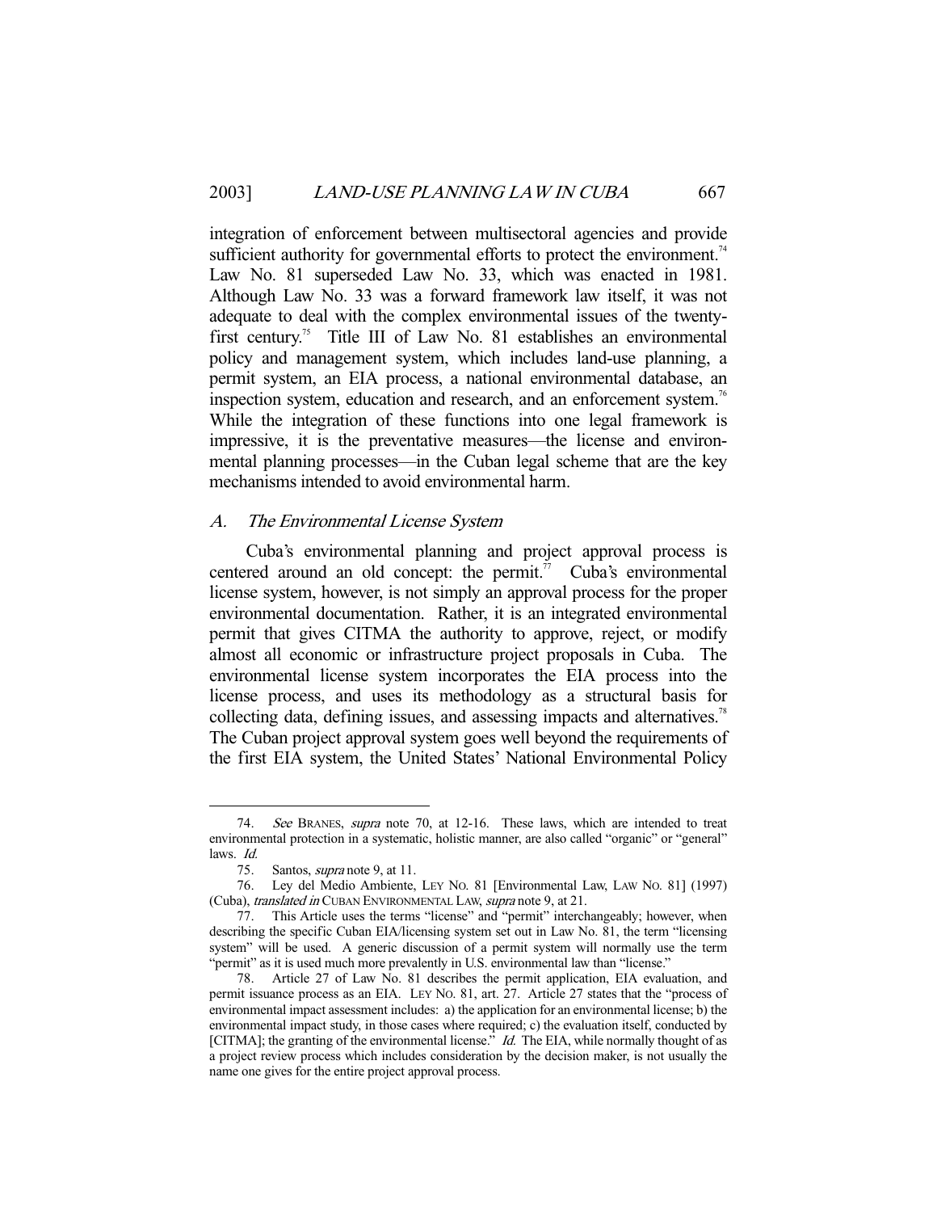integration of enforcement between multisectoral agencies and provide sufficient authority for governmental efforts to protect the environment.[74] Law No. 81 superseded Law No. 33, which was enacted in 1981. Although Law No. 33 was a forward framework law itself, it was not adequate to deal with the complex environmental issues of the twenty-first century.[75] Title III of Law No. 81 establishes an environmental policy and management system, which includes land-use planning, a permit system, an EIA process, a national environmental database, an inspection system, education and research, and an enforcement system.[76] While the integration of these functions into one legal framework is impressive, it is the preventative measures—the license and environmental planning processes—in the Cuban legal scheme that are the key mechanisms intended to avoid environmental harm.

### A. *The Environmental License System*

Cuba's environmental planning and project approval process is centered around an old concept: the permit.[77] Cuba's environmental license system, however, is not simply an approval process for the proper environmental documentation. Rather, it is an integrated environmental permit that gives CITMA the authority to approve, reject, or modify almost all economic or infrastructure project proposals in Cuba. The environmental license system incorporates the EIA process into the license process, and uses its methodology as a structural basis for collecting data, defining issues, and assessing impacts and alternatives.[78] The Cuban project approval system goes well beyond the requirements of the first EIA system, the United States' National Environmental Policy

---

74. *See* BRANES, *supra* note 70, at 12-16. These laws, which are intended to treat environmental protection in a systematic, holistic manner, are also called "organic" or "general" laws. *Id.*

75. Santos, *supra* note 9, at 11.

76. Ley del Medio Ambiente, LEY NO. 81 [Environmental Law, LAW NO. 81] (1997) (Cuba), *translated in* CUBAN ENVIRONMENTAL LAW, *supra* note 9, at 21.

77. This Article uses the terms "license" and "permit" interchangeably; however, when describing the specific Cuban EIA/licensing system set out in Law No. 81, the term "licensing system" will be used. A generic discussion of a permit system will normally use the term "permit" as it is used much more prevalently in U.S. environmental law than "license."

78. Article 27 of Law No. 81 describes the permit application, EIA evaluation, and permit issuance process as an EIA. LEY NO. 81, art. 27. Article 27 states that the "process of environmental impact assessment includes: a) the application for an environmental license; b) the environmental impact study, in those cases where required; c) the evaluation itself, conducted by [CITMA]; the granting of the environmental license." *Id.* The EIA, while normally thought of as a project review process which includes consideration by the decision maker, is not usually the name one gives for the entire project approval process.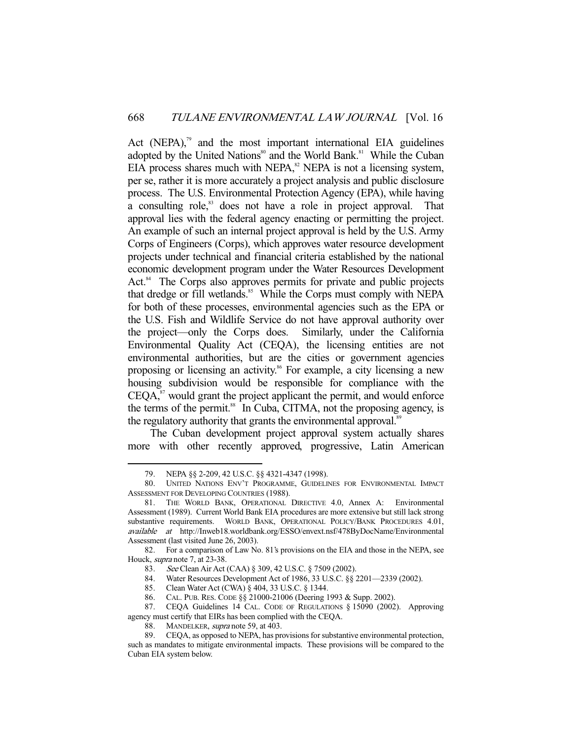Act (NEPA),[79] and the most important international EIA guidelines adopted by the United Nations[80] and the World Bank.[81] While the Cuban EIA process shares much with NEPA,[82] NEPA is not a licensing system, per se, rather it is more accurately a project analysis and public disclosure process. The U.S. Environmental Protection Agency (EPA), while having a consulting role,[83] does not have a role in project approval. That approval lies with the federal agency enacting or permitting the project. An example of such an internal project approval is held by the U.S. Army Corps of Engineers (Corps), which approves water resource development projects under technical and financial criteria established by the national economic development program under the Water Resources Development Act.[84] The Corps also approves permits for private and public projects that dredge or fill wetlands.[85] While the Corps must comply with NEPA for both of these processes, environmental agencies such as the EPA or the U.S. Fish and Wildlife Service do not have approval authority over the project—only the Corps does. Similarly, under the California Environmental Quality Act (CEQA), the licensing entities are not environmental authorities, but are the cities or government agencies proposing or licensing an activity.[86] For example, a city licensing a new housing subdivision would be responsible for compliance with the CEQA,[87] would grant the project applicant the permit, and would enforce the terms of the permit.[88] In Cuba, CITMA, not the proposing agency, is the regulatory authority that grants the environmental approval.[89]

The Cuban development project approval system actually shares more with other recently approved, progressive, Latin American

---

79. NEPA §§ 2-209, 42 U.S.C. §§ 4321-4347 (1998).

80. UNITED NATIONS ENV'T PROGRAMME, GUIDELINES FOR ENVIRONMENTAL IMPACT ASSESSMENT FOR DEVELOPING COUNTRIES (1988).

81. THE WORLD BANK, OPERATIONAL DIRECTIVE 4.0, Annex A: Environmental Assessment (1989). Current World Bank EIA procedures are more extensive but still lack strong substantive requirements. WORLD BANK, OPERATIONAL POLICY/BANK PROCEDURES 4.01, *available at* http://lnweb18.worldbank.org/ESSO/envext.nsf/478ByDocName/Environmental Assessment (last visited June 26, 2003).

82. For a comparison of Law No. 81's provisions on the EIA and those in the NEPA, see Houck, *supra* note 7, at 23-38.

83. *See* Clean Air Act (CAA) § 309, 42 U.S.C. § 7509 (2002).

84. Water Resources Development Act of 1986, 33 U.S.C. §§ 2201—2339 (2002).

85. Clean Water Act (CWA) § 404, 33 U.S.C. § 1344.

86. CAL. PUB. RES. CODE §§ 21000-21006 (Deering 1993 & Supp. 2002).

87. CEQA Guidelines 14 CAL. CODE OF REGULATIONS § 15090 (2002). Approving agency must certify that EIRs has been complied with the CEQA.

88. MANDELKER, *supra* note 59, at 403.

89. CEQA, as opposed to NEPA, has provisions for substantive environmental protection, such as mandates to mitigate environmental impacts. These provisions will be compared to the Cuban EIA system below.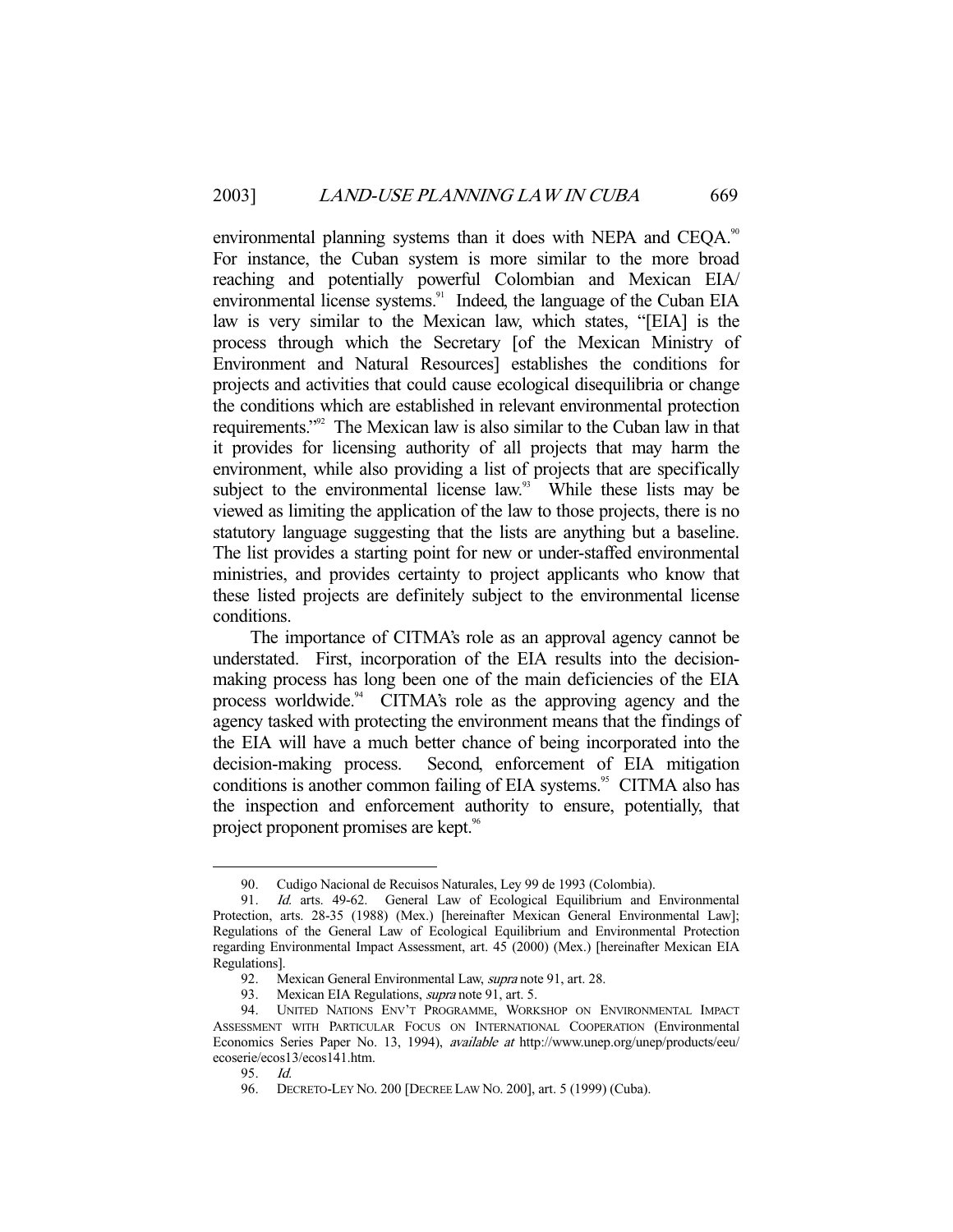environmental planning systems than it does with NEPA and CEQA.[90] For instance, the Cuban system is more similar to the more broad reaching and potentially powerful Colombian and Mexican EIA/ environmental license systems.[91] Indeed, the language of the Cuban EIA law is very similar to the Mexican law, which states, "[EIA] is the process through which the Secretary [of the Mexican Ministry of Environment and Natural Resources] establishes the conditions for projects and activities that could cause ecological disequilibria or change the conditions which are established in relevant environmental protection requirements."[92] The Mexican law is also similar to the Cuban law in that it provides for licensing authority of all projects that may harm the environment, while also providing a list of projects that are specifically subject to the environmental license law.[93] While these lists may be viewed as limiting the application of the law to those projects, there is no statutory language suggesting that the lists are anything but a baseline. The list provides a starting point for new or under-staffed environmental ministries, and provides certainty to project applicants who know that these listed projects are definitely subject to the environmental license conditions.

The importance of CITMA's role as an approval agency cannot be understated. First, incorporation of the EIA results into the decision-making process has long been one of the main deficiencies of the EIA process worldwide.[94] CITMA's role as the approving agency and the agency tasked with protecting the environment means that the findings of the EIA will have a much better chance of being incorporated into the decision-making process. Second, enforcement of EIA mitigation conditions is another common failing of EIA systems.[95] CITMA also has the inspection and enforcement authority to ensure, potentially, that project proponent promises are kept.[96]

---

90. Cudigo Nacional de Recuisos Naturales, Ley 99 de 1993 (Colombia).

91. *Id.* arts. 49-62. General Law of Ecological Equilibrium and Environmental Protection, arts. 28-35 (1988) (Mex.) [hereinafter Mexican General Environmental Law]; Regulations of the General Law of Ecological Equilibrium and Environmental Protection regarding Environmental Impact Assessment, art. 45 (2000) (Mex.) [hereinafter Mexican EIA Regulations].

92. Mexican General Environmental Law, *supra* note 91, art. 28.

93. Mexican EIA Regulations, *supra* note 91, art. 5.

94. UNITED NATIONS ENV'T PROGRAMME, WORKSHOP ON ENVIRONMENTAL IMPACT ASSESSMENT WITH PARTICULAR FOCUS ON INTERNATIONAL COOPERATION (Environmental Economics Series Paper No. 13, 1994), *available at* http://www.unep.org/unep/products/eeu/ecoserie/ecos13/ecos141.htm.

95. *Id.*

96. DECRETO-LEY NO. 200 [DECREE LAW NO. 200], art. 5 (1999) (Cuba).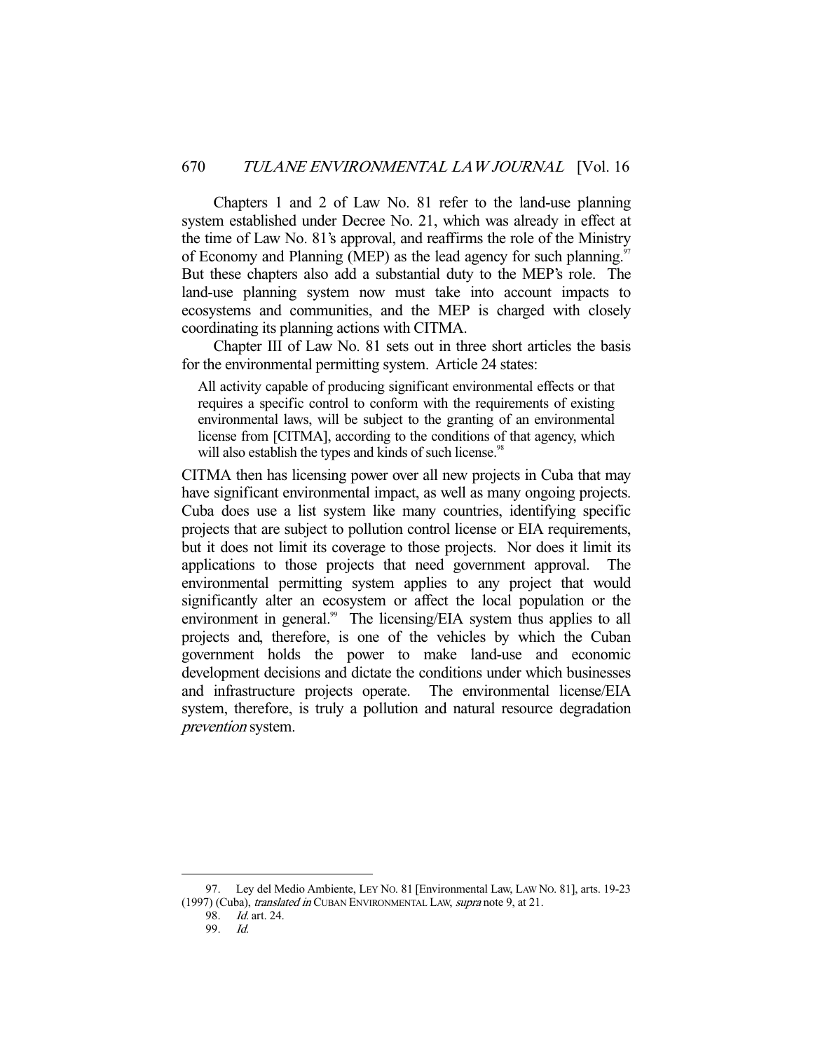Chapters 1 and 2 of Law No. 81 refer to the land-use planning system established under Decree No. 21, which was already in effect at the time of Law No. 81's approval, and reaffirms the role of the Ministry of Economy and Planning (MEP) as the lead agency for such planning.[97] But these chapters also add a substantial duty to the MEP's role. The land-use planning system now must take into account impacts to ecosystems and communities, and the MEP is charged with closely coordinating its planning actions with CITMA.

Chapter III of Law No. 81 sets out in three short articles the basis for the environmental permitting system. Article 24 states:

> All activity capable of producing significant environmental effects or that requires a specific control to conform with the requirements of existing environmental laws, will be subject to the granting of an environmental license from [CITMA], according to the conditions of that agency, which will also establish the types and kinds of such license.[98]

CITMA then has licensing power over all new projects in Cuba that may have significant environmental impact, as well as many ongoing projects. Cuba does use a list system like many countries, identifying specific projects that are subject to pollution control license or EIA requirements, but it does not limit its coverage to those projects. Nor does it limit its applications to those projects that need government approval. The environmental permitting system applies to any project that would significantly alter an ecosystem or affect the local population or the environment in general.[99] The licensing/EIA system thus applies to all projects and, therefore, is one of the vehicles by which the Cuban government holds the power to make land-use and economic development decisions and dictate the conditions under which businesses and infrastructure projects operate. The environmental license/EIA system, therefore, is truly a pollution and natural resource degradation *prevention* system.

---

97. Ley del Medio Ambiente, LEY NO. 81 [Environmental Law, LAW NO. 81], arts. 19-23 (1997) (Cuba), *translated in* CUBAN ENVIRONMENTAL LAW, *supra* note 9, at 21.

98. *Id.* art. 24.

99. *Id.*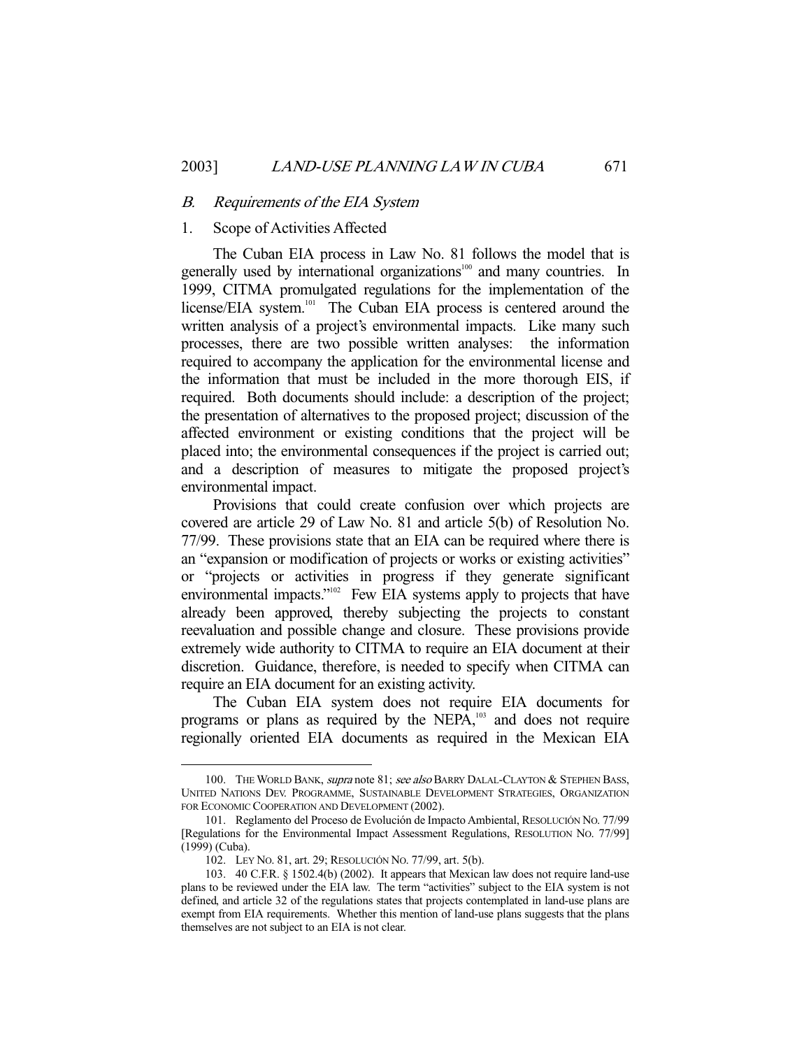## *B. Requirements of the EIA System*

### 1. Scope of Activities Affected

The Cuban EIA process in Law No. 81 follows the model that is generally used by international organizations[100] and many countries. In 1999, CITMA promulgated regulations for the implementation of the license/EIA system.[101] The Cuban EIA process is centered around the written analysis of a project's environmental impacts. Like many such processes, there are two possible written analyses: the information required to accompany the application for the environmental license and the information that must be included in the more thorough EIS, if required. Both documents should include: a description of the project; the presentation of alternatives to the proposed project; discussion of the affected environment or existing conditions that the project will be placed into; the environmental consequences if the project is carried out; and a description of measures to mitigate the proposed project's environmental impact.

Provisions that could create confusion over which projects are covered are article 29 of Law No. 81 and article 5(b) of Resolution No. 77/99. These provisions state that an EIA can be required where there is an "expansion or modification of projects or works or existing activities" or "projects or activities in progress if they generate significant environmental impacts."[102] Few EIA systems apply to projects that have already been approved, thereby subjecting the projects to constant reevaluation and possible change and closure. These provisions provide extremely wide authority to CITMA to require an EIA document at their discretion. Guidance, therefore, is needed to specify when CITMA can require an EIA document for an existing activity.

The Cuban EIA system does not require EIA documents for programs or plans as required by the NEPA,[103] and does not require regionally oriented EIA documents as required in the Mexican EIA

---

100. THE WORLD BANK, *supra* note 81; *see also* BARRY DALAL-CLAYTON & STEPHEN BASS, UNITED NATIONS DEV. PROGRAMME, SUSTAINABLE DEVELOPMENT STRATEGIES, ORGANIZATION FOR ECONOMIC COOPERATION AND DEVELOPMENT (2002).

101. Reglamento del Proceso de Evolución de Impacto Ambiental, RESOLUCIÓN NO. 77/99 [Regulations for the Environmental Impact Assessment Regulations, RESOLUTION NO. 77/99] (1999) (Cuba).

102. LEY NO. 81, art. 29; RESOLUCIÓN NO. 77/99, art. 5(b).

103. 40 C.F.R. § 1502.4(b) (2002). It appears that Mexican law does not require land-use plans to be reviewed under the EIA law. The term "activities" subject to the EIA system is not defined, and article 32 of the regulations states that projects contemplated in land-use plans are exempt from EIA requirements. Whether this mention of land-use plans suggests that the plans themselves are not subject to an EIA is not clear.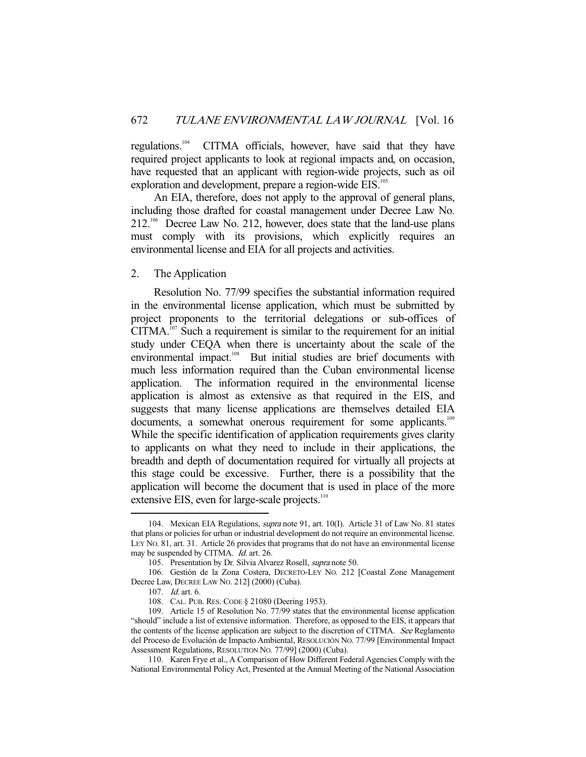regulations.[104] CITMA officials, however, have said that they have required project applicants to look at regional impacts and, on occasion, have requested that an applicant with region-wide projects, such as oil exploration and development, prepare a region-wide EIS.[105]

An EIA, therefore, does not apply to the approval of general plans, including those drafted for coastal management under Decree Law No. 212.[106] Decree Law No. 212, however, does state that the land-use plans must comply with its provisions, which explicitly requires an environmental license and EIA for all projects and activities.

### 2. The Application

Resolution No. 77/99 specifies the substantial information required in the environmental license application, which must be submitted by project proponents to the territorial delegations or sub-offices of CITMA.[107] Such a requirement is similar to the requirement for an initial study under CEQA when there is uncertainty about the scale of the environmental impact.[108] But initial studies are brief documents with much less information required than the Cuban environmental license application. The information required in the environmental license application is almost as extensive as that required in the EIS, and suggests that many license applications are themselves detailed EIA documents, a somewhat onerous requirement for some applicants.[109] While the specific identification of application requirements gives clarity to applicants on what they need to include in their applications, the breadth and depth of documentation required for virtually all projects at this stage could be excessive. Further, there is a possibility that the application will become the document that is used in place of the more extensive EIS, even for large-scale projects.[110]

---

104. Mexican EIA Regulations, *supra* note 91, art. 10(I). Article 31 of Law No. 81 states that plans or policies for urban or industrial development do not require an environmental license. LEY NO. 81, art. 31. Article 26 provides that programs that do not have an environmental license may be suspended by CITMA. *Id.* art. 26.

105. Presentation by Dr. Silvia Alvarez Rosell, *supra* note 50.

106. Gestión de la Zona Costera, DECRETO-LEY NO. 212 [Coastal Zone Management Decree Law, DECREE LAW NO. 212] (2000) (Cuba).

107. *Id.* art. 6.

108. CAL. PUB. RES. CODE § 21080 (Deering 1953).

109. Article 15 of Resolution No. 77/99 states that the environmental license application "should" include a list of extensive information. Therefore, as opposed to the EIS, it appears that the contents of the license application are subject to the discretion of CITMA. *See* Reglamento del Proceso de Evolución de Impacto Ambiental, RESOLUCIÓN NO. 77/99 [Environmental Impact Assessment Regulations, RESOLUTION NO. 77/99] (2000) (Cuba).

110. Karen Frye et al., A Comparison of How Different Federal Agencies Comply with the National Environmental Policy Act, Presented at the Annual Meeting of the National Association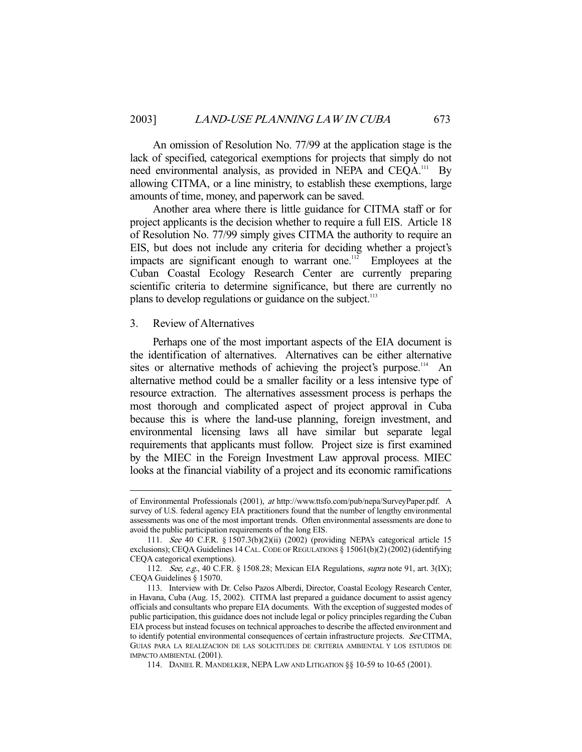An omission of Resolution No. 77/99 at the application stage is the lack of specified, categorical exemptions for projects that simply do not need environmental analysis, as provided in NEPA and CEQA.[111] By allowing CITMA, or a line ministry, to establish these exemptions, large amounts of time, money, and paperwork can be saved.

Another area where there is little guidance for CITMA staff or for project applicants is the decision whether to require a full EIS. Article 18 of Resolution No. 77/99 simply gives CITMA the authority to require an EIS, but does not include any criteria for deciding whether a project's impacts are significant enough to warrant one.[112] Employees at the Cuban Coastal Ecology Research Center are currently preparing scientific criteria to determine significance, but there are currently no plans to develop regulations or guidance on the subject.[113]

### 3. Review of Alternatives

Perhaps one of the most important aspects of the EIA document is the identification of alternatives. Alternatives can be either alternative sites or alternative methods of achieving the project's purpose.[114] An alternative method could be a smaller facility or a less intensive type of resource extraction. The alternatives assessment process is perhaps the most thorough and complicated aspect of project approval in Cuba because this is where the land-use planning, foreign investment, and environmental licensing laws all have similar but separate legal requirements that applicants must follow. Project size is first examined by the MIEC in the Foreign Investment Law approval process. MIEC looks at the financial viability of a project and its economic ramifications

---

of Environmental Professionals (2001), *at* http://www.ttsfo.com/pub/nepa/SurveyPaper.pdf. A survey of U.S. federal agency EIA practitioners found that the number of lengthy environmental assessments was one of the most important trends. Often environmental assessments are done to avoid the public participation requirements of the long EIS.

111. *See* 40 C.F.R. § 1507.3(b)(2)(ii) (2002) (providing NEPA's categorical article 15 exclusions); CEQA Guidelines 14 CAL. CODE OF REGULATIONS § 15061(b)(2) (2002) (identifying CEQA categorical exemptions).

112. *See, e.g.*, 40 C.F.R. § 1508.28; Mexican EIA Regulations, *supra* note 91, art. 3(IX); CEQA Guidelines § 15070.

113. Interview with Dr. Celso Pazos Alberdi, Director, Coastal Ecology Research Center, in Havana, Cuba (Aug. 15, 2002). CITMA last prepared a guidance document to assist agency officials and consultants who prepare EIA documents. With the exception of suggested modes of public participation, this guidance does not include legal or policy principles regarding the Cuban EIA process but instead focuses on technical approaches to describe the affected environment and to identify potential environmental consequences of certain infrastructure projects. *See* CITMA, GUIAS PARA LA REALIZACION DE LAS SOLICITUDES DE CRITERIA AMBIENTAL Y LOS ESTUDIOS DE IMPACTO AMBIENTAL (2001).

114. DANIEL R. MANDELKER, NEPA LAW AND LITIGATION §§ 10-59 to 10-65 (2001).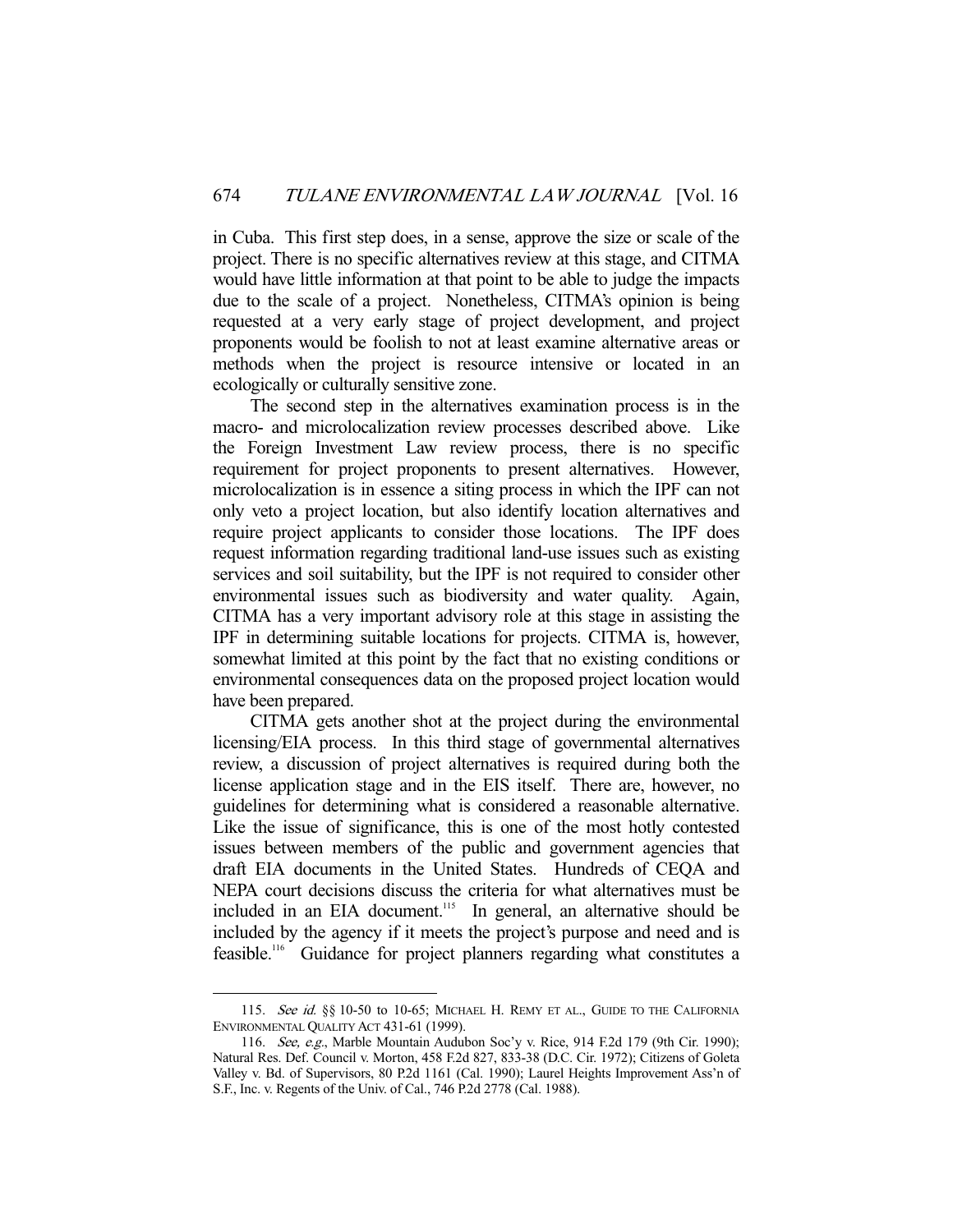in Cuba. This first step does, in a sense, approve the size or scale of the project. There is no specific alternatives review at this stage, and CITMA would have little information at that point to be able to judge the impacts due to the scale of a project. Nonetheless, CITMA's opinion is being requested at a very early stage of project development, and project proponents would be foolish to not at least examine alternative areas or methods when the project is resource intensive or located in an ecologically or culturally sensitive zone.

The second step in the alternatives examination process is in the macro- and microlocalization review processes described above. Like the Foreign Investment Law review process, there is no specific requirement for project proponents to present alternatives. However, microlocalization is in essence a siting process in which the IPF can not only veto a project location, but also identify location alternatives and require project applicants to consider those locations. The IPF does request information regarding traditional land-use issues such as existing services and soil suitability, but the IPF is not required to consider other environmental issues such as biodiversity and water quality. Again, CITMA has a very important advisory role at this stage in assisting the IPF in determining suitable locations for projects. CITMA is, however, somewhat limited at this point by the fact that no existing conditions or environmental consequences data on the proposed project location would have been prepared.

CITMA gets another shot at the project during the environmental licensing/EIA process. In this third stage of governmental alternatives review, a discussion of project alternatives is required during both the license application stage and in the EIS itself. There are, however, no guidelines for determining what is considered a reasonable alternative. Like the issue of significance, this is one of the most hotly contested issues between members of the public and government agencies that draft EIA documents in the United States. Hundreds of CEQA and NEPA court decisions discuss the criteria for what alternatives must be included in an EIA document.[115] In general, an alternative should be included by the agency if it meets the project's purpose and need and is feasible.[116] Guidance for project planners regarding what constitutes a

---

115. *See id.* §§ 10-50 to 10-65; MICHAEL H. REMY ET AL., GUIDE TO THE CALIFORNIA ENVIRONMENTAL QUALITY ACT 431-61 (1999).

116. *See, e.g.*, Marble Mountain Audubon Soc'y v. Rice, 914 F.2d 179 (9th Cir. 1990); Natural Res. Def. Council v. Morton, 458 F.2d 827, 833-38 (D.C. Cir. 1972); Citizens of Goleta Valley v. Bd. of Supervisors, 80 P.2d 1161 (Cal. 1990); Laurel Heights Improvement Ass'n of S.F., Inc. v. Regents of the Univ. of Cal., 746 P.2d 2778 (Cal. 1988).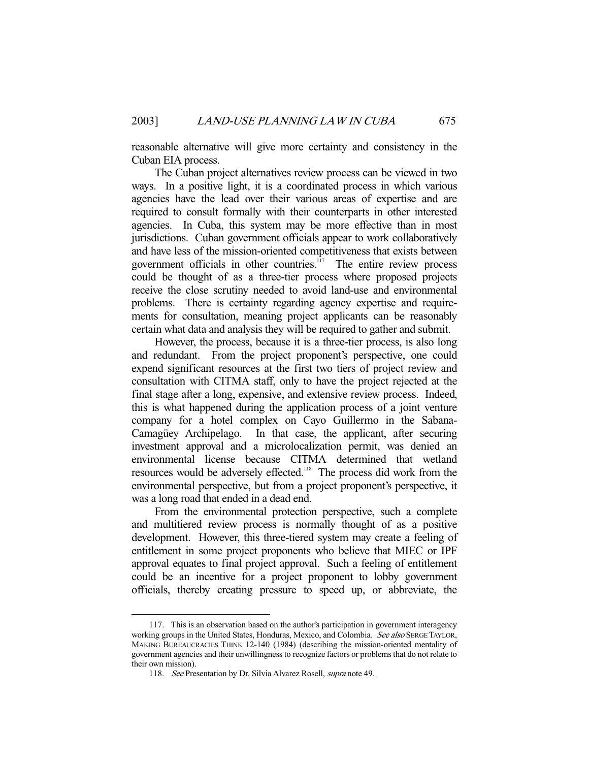reasonable alternative will give more certainty and consistency in the Cuban EIA process.

The Cuban project alternatives review process can be viewed in two ways. In a positive light, it is a coordinated process in which various agencies have the lead over their various areas of expertise and are required to consult formally with their counterparts in other interested agencies. In Cuba, this system may be more effective than in most jurisdictions. Cuban government officials appear to work collaboratively and have less of the mission-oriented competitiveness that exists between government officials in other countries.[117] The entire review process could be thought of as a three-tier process where proposed projects receive the close scrutiny needed to avoid land-use and environmental problems. There is certainty regarding agency expertise and requirements for consultation, meaning project applicants can be reasonably certain what data and analysis they will be required to gather and submit.

However, the process, because it is a three-tier process, is also long and redundant. From the project proponent's perspective, one could expend significant resources at the first two tiers of project review and consultation with CITMA staff, only to have the project rejected at the final stage after a long, expensive, and extensive review process. Indeed, this is what happened during the application process of a joint venture company for a hotel complex on Cayo Guillermo in the Sabana-Camagüey Archipelago. In that case, the applicant, after securing investment approval and a microlocalization permit, was denied an environmental license because CITMA determined that wetland resources would be adversely effected.[118] The process did work from the environmental perspective, but from a project proponent's perspective, it was a long road that ended in a dead end.

From the environmental protection perspective, such a complete and multitiered review process is normally thought of as a positive development. However, this three-tiered system may create a feeling of entitlement in some project proponents who believe that MIEC or IPF approval equates to final project approval. Such a feeling of entitlement could be an incentive for a project proponent to lobby government officials, thereby creating pressure to speed up, or abbreviate, the

---

117. This is an observation based on the author's participation in government interagency working groups in the United States, Honduras, Mexico, and Colombia. *See also* SERGE TAYLOR, MAKING BUREAUCRACIES THINK 12-140 (1984) (describing the mission-oriented mentality of government agencies and their unwillingness to recognize factors or problems that do not relate to their own mission).

118. *See* Presentation by Dr. Silvia Alvarez Rosell, *supra* note 49.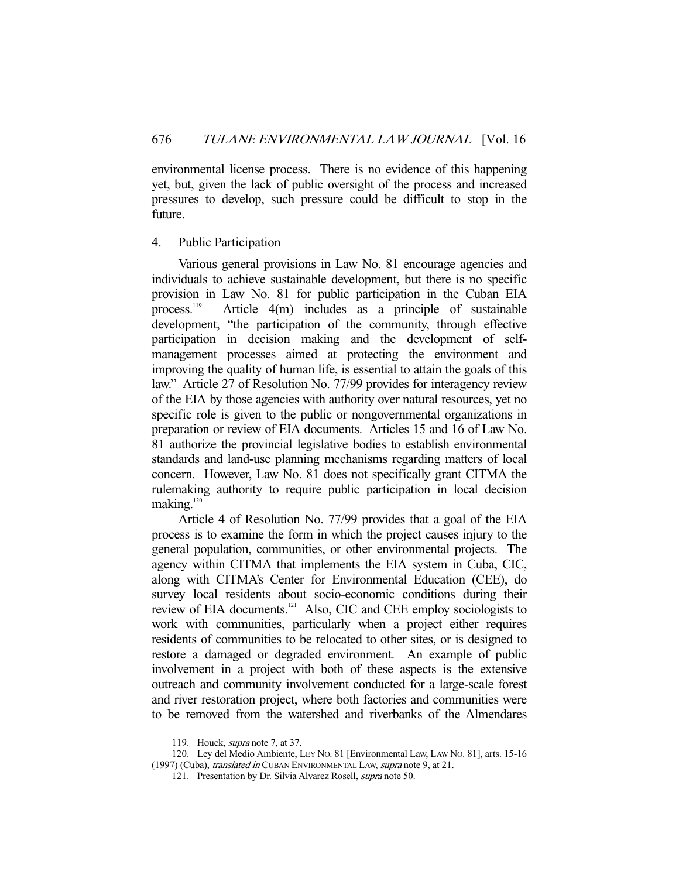environmental license process. There is no evidence of this happening yet, but, given the lack of public oversight of the process and increased pressures to develop, such pressure could be difficult to stop in the future.

4. Public Participation

Various general provisions in Law No. 81 encourage agencies and individuals to achieve sustainable development, but there is no specific provision in Law No. 81 for public participation in the Cuban EIA process.[119] Article 4(m) includes as a principle of sustainable development, "the participation of the community, through effective participation in decision making and the development of self-management processes aimed at protecting the environment and improving the quality of human life, is essential to attain the goals of this law." Article 27 of Resolution No. 77/99 provides for interagency review of the EIA by those agencies with authority over natural resources, yet no specific role is given to the public or nongovernmental organizations in preparation or review of EIA documents. Articles 15 and 16 of Law No. 81 authorize the provincial legislative bodies to establish environmental standards and land-use planning mechanisms regarding matters of local concern. However, Law No. 81 does not specifically grant CITMA the rulemaking authority to require public participation in local decision making.[120]

Article 4 of Resolution No. 77/99 provides that a goal of the EIA process is to examine the form in which the project causes injury to the general population, communities, or other environmental projects. The agency within CITMA that implements the EIA system in Cuba, CIC, along with CITMA's Center for Environmental Education (CEE), do survey local residents about socio-economic conditions during their review of EIA documents.[121] Also, CIC and CEE employ sociologists to work with communities, particularly when a project either requires residents of communities to be relocated to other sites, or is designed to restore a damaged or degraded environment. An example of public involvement in a project with both of these aspects is the extensive outreach and community involvement conducted for a large-scale forest and river restoration project, where both factories and communities were to be removed from the watershed and riverbanks of the Almendares

---

119. Houck, *supra* note 7, at 37.

120. Ley del Medio Ambiente, LEY NO. 81 [Environmental Law, LAW NO. 81], arts. 15-16 (1997) (Cuba), *translated in* CUBAN ENVIRONMENTAL LAW, *supra* note 9, at 21.

121. Presentation by Dr. Silvia Alvarez Rosell, *supra* note 50.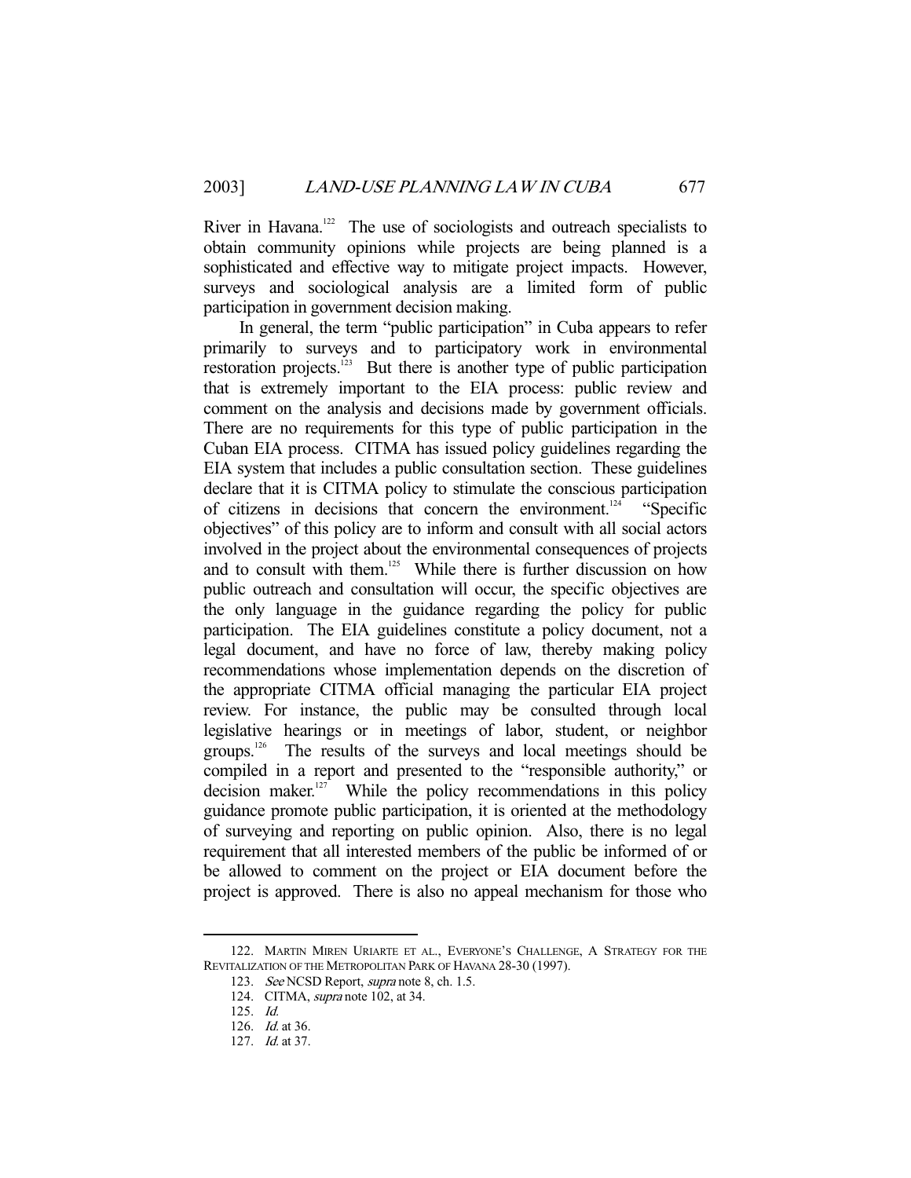River in Havana.[122] The use of sociologists and outreach specialists to obtain community opinions while projects are being planned is a sophisticated and effective way to mitigate project impacts. However, surveys and sociological analysis are a limited form of public participation in government decision making.

In general, the term "public participation" in Cuba appears to refer primarily to surveys and to participatory work in environmental restoration projects.[123] But there is another type of public participation that is extremely important to the EIA process: public review and comment on the analysis and decisions made by government officials. There are no requirements for this type of public participation in the Cuban EIA process. CITMA has issued policy guidelines regarding the EIA system that includes a public consultation section. These guidelines declare that it is CITMA policy to stimulate the conscious participation of citizens in decisions that concern the environment.[124] "Specific objectives" of this policy are to inform and consult with all social actors involved in the project about the environmental consequences of projects and to consult with them.[125] While there is further discussion on how public outreach and consultation will occur, the specific objectives are the only language in the guidance regarding the policy for public participation. The EIA guidelines constitute a policy document, not a legal document, and have no force of law, thereby making policy recommendations whose implementation depends on the discretion of the appropriate CITMA official managing the particular EIA project review. For instance, the public may be consulted through local legislative hearings or in meetings of labor, student, or neighbor groups.[126] The results of the surveys and local meetings should be compiled in a report and presented to the "responsible authority," or decision maker.[127] While the policy recommendations in this policy guidance promote public participation, it is oriented at the methodology of surveying and reporting on public opinion. Also, there is no legal requirement that all interested members of the public be informed of or be allowed to comment on the project or EIA document before the project is approved. There is also no appeal mechanism for those who

---

122. MARTIN MIREN URIARTE ET AL., EVERYONE'S CHALLENGE, A STRATEGY FOR THE REVITALIZATION OF THE METROPOLITAN PARK OF HAVANA 28-30 (1997).

123. *See* NCSD Report, *supra* note 8, ch. 1.5.

124. CITMA, *supra* note 102, at 34.

125. *Id.*

126. *Id.* at 36.

127. *Id.* at 37.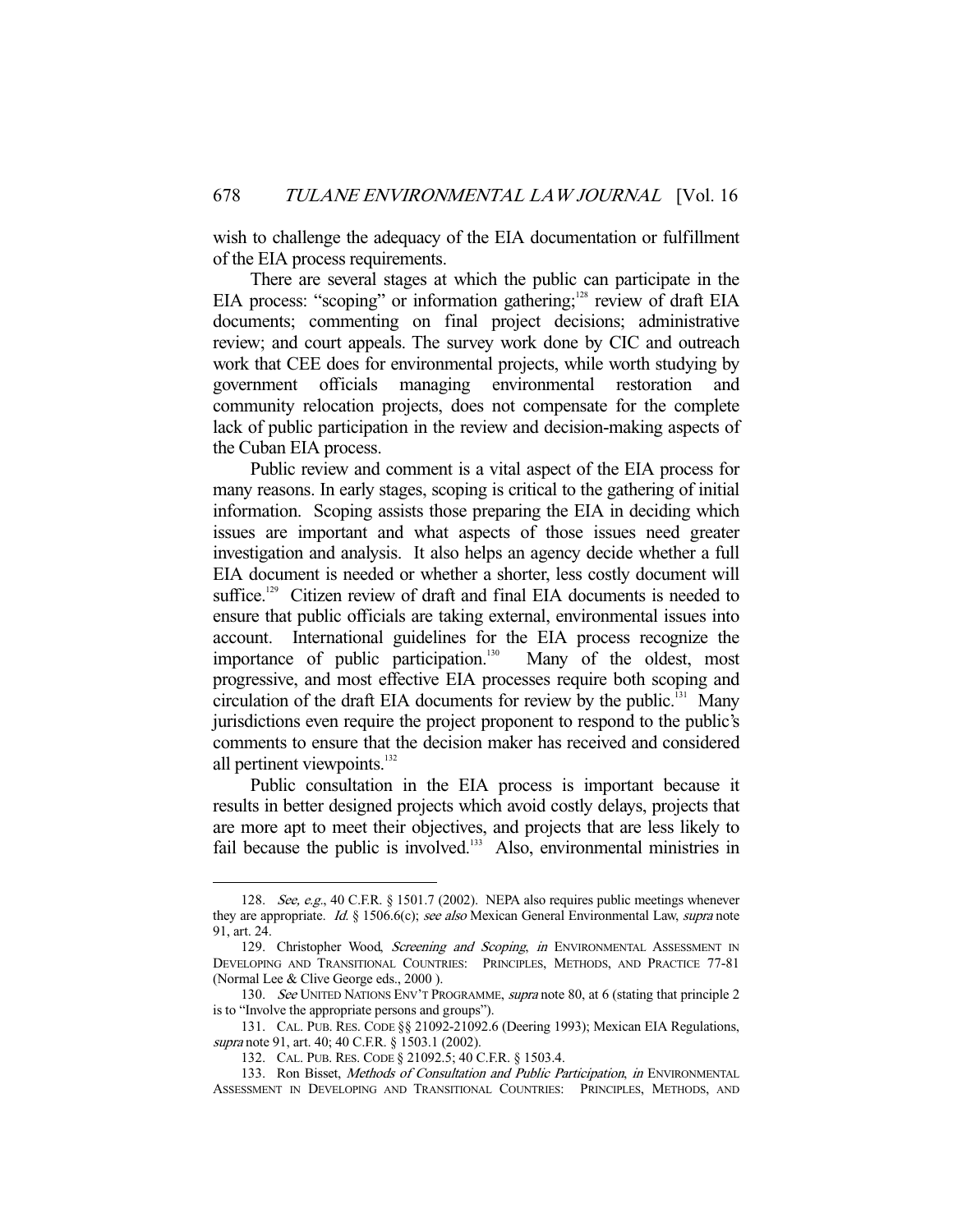wish to challenge the adequacy of the EIA documentation or fulfillment of the EIA process requirements.

There are several stages at which the public can participate in the EIA process: "scoping" or information gathering;[128] review of draft EIA documents; commenting on final project decisions; administrative review; and court appeals. The survey work done by CIC and outreach work that CEE does for environmental projects, while worth studying by government officials managing environmental restoration and community relocation projects, does not compensate for the complete lack of public participation in the review and decision-making aspects of the Cuban EIA process.

Public review and comment is a vital aspect of the EIA process for many reasons. In early stages, scoping is critical to the gathering of initial information. Scoping assists those preparing the EIA in deciding which issues are important and what aspects of those issues need greater investigation and analysis. It also helps an agency decide whether a full EIA document is needed or whether a shorter, less costly document will suffice.[129] Citizen review of draft and final EIA documents is needed to ensure that public officials are taking external, environmental issues into account. International guidelines for the EIA process recognize the importance of public participation.[130] Many of the oldest, most progressive, and most effective EIA processes require both scoping and circulation of the draft EIA documents for review by the public.[131] Many jurisdictions even require the project proponent to respond to the public's comments to ensure that the decision maker has received and considered all pertinent viewpoints.[132]

Public consultation in the EIA process is important because it results in better designed projects which avoid costly delays, projects that are more apt to meet their objectives, and projects that are less likely to fail because the public is involved.[133] Also, environmental ministries in

---

128. *See, e.g.*, 40 C.F.R. § 1501.7 (2002). NEPA also requires public meetings whenever they are appropriate. *Id.* § 1506.6(c); *see also* Mexican General Environmental Law, *supra* note 91, art. 24.

129. Christopher Wood, *Screening and Scoping*, *in* ENVIRONMENTAL ASSESSMENT IN DEVELOPING AND TRANSITIONAL COUNTRIES: PRINCIPLES, METHODS, AND PRACTICE 77-81 (Normal Lee & Clive George eds., 2000 ).

130. *See* UNITED NATIONS ENV'T PROGRAMME, *supra* note 80, at 6 (stating that principle 2 is to "Involve the appropriate persons and groups").

131. CAL. PUB. RES. CODE §§ 21092-21092.6 (Deering 1993); Mexican EIA Regulations, *supra* note 91, art. 40; 40 C.F.R. § 1503.1 (2002).

132. CAL. PUB. RES. CODE § 21092.5; 40 C.F.R. § 1503.4.

133. Ron Bisset, *Methods of Consultation and Public Participation*, *in* ENVIRONMENTAL ASSESSMENT IN DEVELOPING AND TRANSITIONAL COUNTRIES: PRINCIPLES, METHODS, AND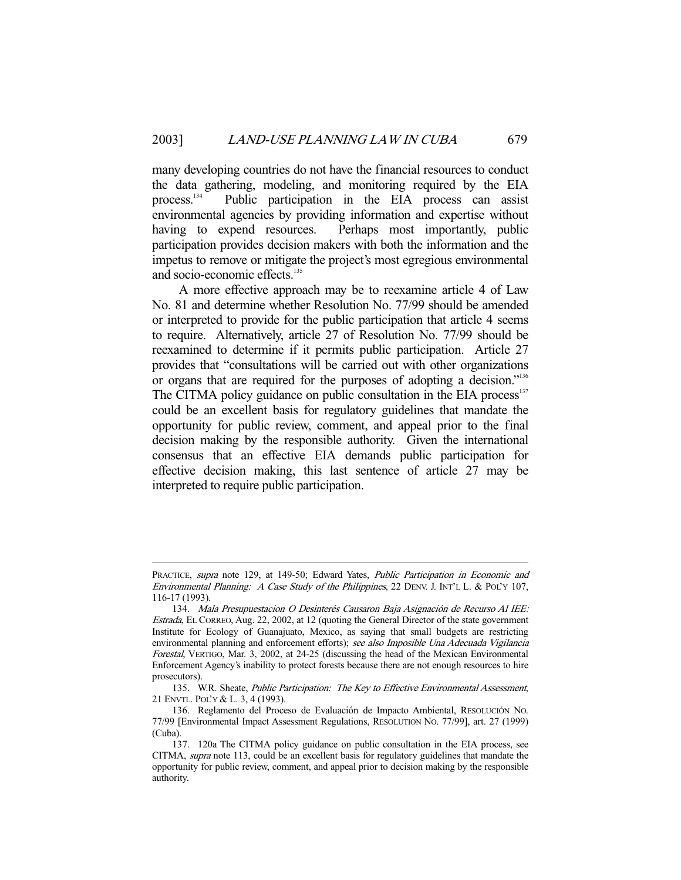many developing countries do not have the financial resources to conduct the data gathering, modeling, and monitoring required by the EIA process.[134] Public participation in the EIA process can assist environmental agencies by providing information and expertise without having to expend resources. Perhaps most importantly, public participation provides decision makers with both the information and the impetus to remove or mitigate the project's most egregious environmental and socio-economic effects.[135]

A more effective approach may be to reexamine article 4 of Law No. 81 and determine whether Resolution No. 77/99 should be amended or interpreted to provide for the public participation that article 4 seems to require. Alternatively, article 27 of Resolution No. 77/99 should be reexamined to determine if it permits public participation. Article 27 provides that "consultations will be carried out with other organizations or organs that are required for the purposes of adopting a decision."[136] The CITMA policy guidance on public consultation in the EIA process[137] could be an excellent basis for regulatory guidelines that mandate the opportunity for public review, comment, and appeal prior to the final decision making by the responsible authority. Given the international consensus that an effective EIA demands public participation for effective decision making, this last sentence of article 27 may be interpreted to require public participation.

---

PRACTICE, *supra* note 129, at 149-50; Edward Yates, *Public Participation in Economic and Environmental Planning: A Case Study of the Philippines*, 22 DENV. J. INT'L L. & POL'Y 107, 116-17 (1993).

134. *Mala Presupuestacion O Desinterés Causaron Baja Asignación de Recurso Al IEE: Estrada*, EL CORREO, Aug. 22, 2002, at 12 (quoting the General Director of the state government Institute for Ecology of Guanajuato, Mexico, as saying that small budgets are restricting environmental planning and enforcement efforts); *see also Imposible Una Adecuada Vigilancia Forestal*, VERTIGO, Mar. 3, 2002, at 24-25 (discussing the head of the Mexican Environmental Enforcement Agency's inability to protect forests because there are not enough resources to hire prosecutors).

135. W.R. Sheate, *Public Participation: The Key to Effective Environmental Assessment*, 21 ENVTL. POL'Y & L. 3, 4 (1993).

136. Reglamento del Proceso de Evaluación de Impacto Ambiental, RESOLUCIÓN NO. 77/99 [Environmental Impact Assessment Regulations, RESOLUTION NO. 77/99], art. 27 (1999) (Cuba).

137. 120a The CITMA policy guidance on public consultation in the EIA process, see CITMA, *supra* note 113, could be an excellent basis for regulatory guidelines that mandate the opportunity for public review, comment, and appeal prior to decision making by the responsible authority.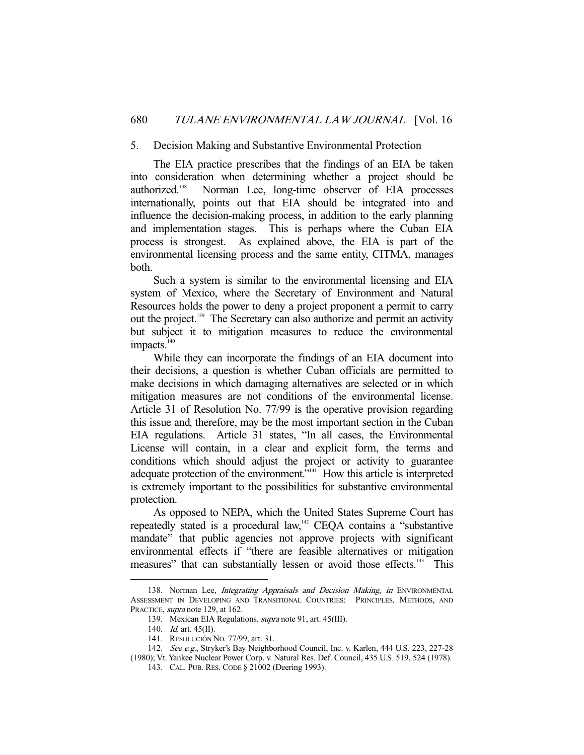### 5. Decision Making and Substantive Environmental Protection

The EIA practice prescribes that the findings of an EIA be taken into consideration when determining whether a project should be authorized.[138] Norman Lee, long-time observer of EIA processes internationally, points out that EIA should be integrated into and influence the decision-making process, in addition to the early planning and implementation stages. This is perhaps where the Cuban EIA process is strongest. As explained above, the EIA is part of the environmental licensing process and the same entity, CITMA, manages both.

Such a system is similar to the environmental licensing and EIA system of Mexico, where the Secretary of Environment and Natural Resources holds the power to deny a project proponent a permit to carry out the project.[139] The Secretary can also authorize and permit an activity but subject it to mitigation measures to reduce the environmental impacts.[140]

While they can incorporate the findings of an EIA document into their decisions, a question is whether Cuban officials are permitted to make decisions in which damaging alternatives are selected or in which mitigation measures are not conditions of the environmental license. Article 31 of Resolution No. 77/99 is the operative provision regarding this issue and, therefore, may be the most important section in the Cuban EIA regulations. Article 31 states, "In all cases, the Environmental License will contain, in a clear and explicit form, the terms and conditions which should adjust the project or activity to guarantee adequate protection of the environment."[141] How this article is interpreted is extremely important to the possibilities for substantive environmental protection.

As opposed to NEPA, which the United States Supreme Court has repeatedly stated is a procedural law,[142] CEQA contains a "substantive mandate" that public agencies not approve projects with significant environmental effects if "there are feasible alternatives or mitigation measures" that can substantially lessen or avoid those effects.[143] This

---

138. Norman Lee, *Integrating Appraisals and Decision Making*, *in* ENVIRONMENTAL ASSESSMENT IN DEVELOPING AND TRANSITIONAL COUNTRIES: PRINCIPLES, METHODS, AND PRACTICE, *supra* note 129, at 162.

139. Mexican EIA Regulations, *supra* note 91, art. 45(III).

140. *Id.* art. 45(II).

141. RESOLUCIÓN NO. 77/99, art. 31.

142. *See e.g.*, Stryker's Bay Neighborhood Council, Inc. v. Karlen, 444 U.S. 223, 227-28 (1980); Vt. Yankee Nuclear Power Corp. v. Natural Res. Def. Council, 435 U.S. 519, 524 (1978).

143. CAL. PUB. RES. CODE § 21002 (Deering 1993).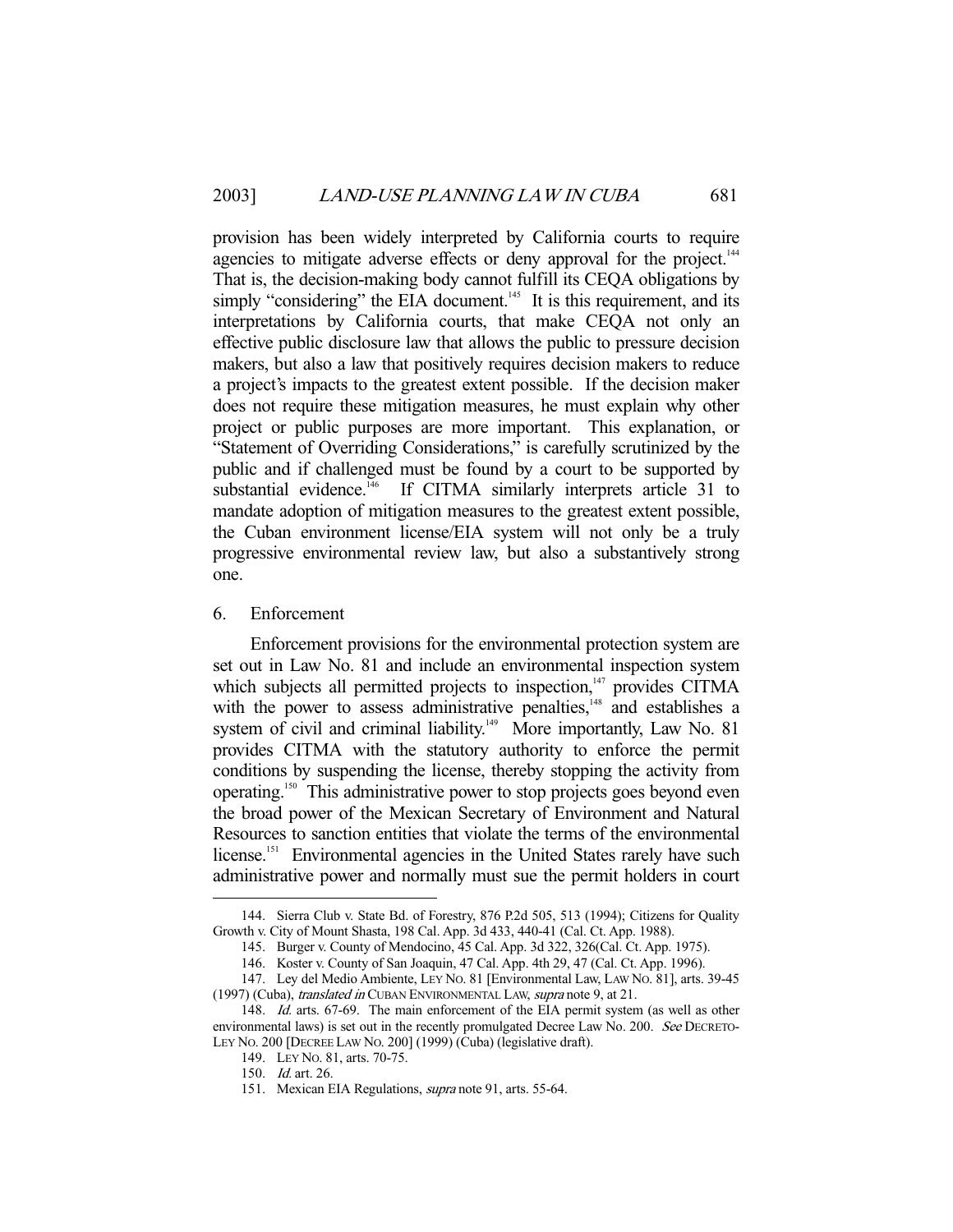provision has been widely interpreted by California courts to require agencies to mitigate adverse effects or deny approval for the project.[144] That is, the decision-making body cannot fulfill its CEQA obligations by simply "considering" the EIA document.[145] It is this requirement, and its interpretations by California courts, that make CEQA not only an effective public disclosure law that allows the public to pressure decision makers, but also a law that positively requires decision makers to reduce a project's impacts to the greatest extent possible. If the decision maker does not require these mitigation measures, he must explain why other project or public purposes are more important. This explanation, or "Statement of Overriding Considerations," is carefully scrutinized by the public and if challenged must be found by a court to be supported by substantial evidence.[146] If CITMA similarly interprets article 31 to mandate adoption of mitigation measures to the greatest extent possible, the Cuban environment license/EIA system will not only be a truly progressive environmental review law, but also a substantively strong one.

6. Enforcement

Enforcement provisions for the environmental protection system are set out in Law No. 81 and include an environmental inspection system which subjects all permitted projects to inspection,[147] provides CITMA with the power to assess administrative penalties,[148] and establishes a system of civil and criminal liability.[149] More importantly, Law No. 81 provides CITMA with the statutory authority to enforce the permit conditions by suspending the license, thereby stopping the activity from operating.[150] This administrative power to stop projects goes beyond even the broad power of the Mexican Secretary of Environment and Natural Resources to sanction entities that violate the terms of the environmental license.[151] Environmental agencies in the United States rarely have such administrative power and normally must sue the permit holders in court

---

144. Sierra Club v. State Bd. of Forestry, 876 P.2d 505, 513 (1994); Citizens for Quality Growth v. City of Mount Shasta, 198 Cal. App. 3d 433, 440-41 (Cal. Ct. App. 1988).

145. Burger v. County of Mendocino, 45 Cal. App. 3d 322, 326(Cal. Ct. App. 1975).

146. Koster v. County of San Joaquin, 47 Cal. App. 4th 29, 47 (Cal. Ct. App. 1996).

147. Ley del Medio Ambiente, LEY NO. 81 [Environmental Law, LAW NO. 81], arts. 39-45 (1997) (Cuba), *translated in* CUBAN ENVIRONMENTAL LAW, *supra* note 9, at 21.

148. *Id.* arts. 67-69. The main enforcement of the EIA permit system (as well as other environmental laws) is set out in the recently promulgated Decree Law No. 200. *See* DECRETO-LEY NO. 200 [DECREE LAW NO. 200] (1999) (Cuba) (legislative draft).

149. LEY NO. 81, arts. 70-75.

150. *Id.* art. 26.

151. Mexican EIA Regulations, *supra* note 91, arts. 55-64.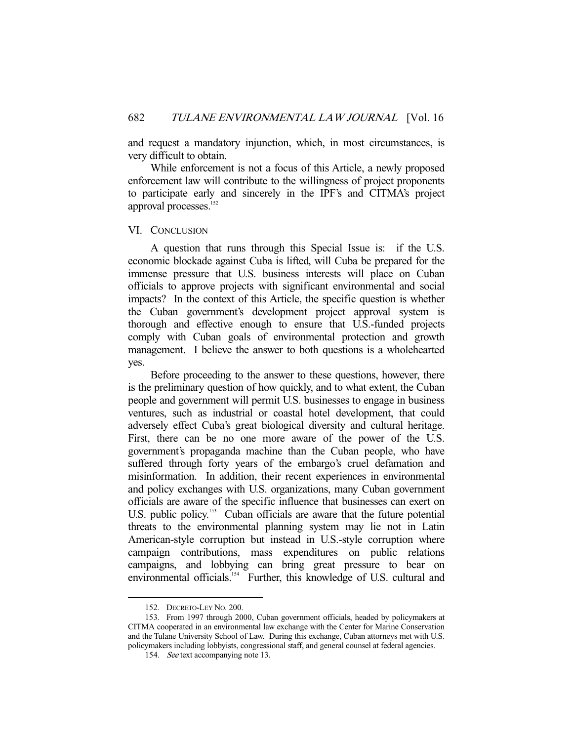and request a mandatory injunction, which, in most circumstances, is very difficult to obtain.

While enforcement is not a focus of this Article, a newly proposed enforcement law will contribute to the willingness of project proponents to participate early and sincerely in the IPF's and CITMA's project approval processes.[152]

## VI. CONCLUSION

A question that runs through this Special Issue is: if the U.S. economic blockade against Cuba is lifted, will Cuba be prepared for the immense pressure that U.S. business interests will place on Cuban officials to approve projects with significant environmental and social impacts? In the context of this Article, the specific question is whether the Cuban government's development project approval system is thorough and effective enough to ensure that U.S.-funded projects comply with Cuban goals of environmental protection and growth management. I believe the answer to both questions is a wholehearted yes.

Before proceeding to the answer to these questions, however, there is the preliminary question of how quickly, and to what extent, the Cuban people and government will permit U.S. businesses to engage in business ventures, such as industrial or coastal hotel development, that could adversely effect Cuba's great biological diversity and cultural heritage. First, there can be no one more aware of the power of the U.S. government's propaganda machine than the Cuban people, who have suffered through forty years of the embargo's cruel defamation and misinformation. In addition, their recent experiences in environmental and policy exchanges with U.S. organizations, many Cuban government officials are aware of the specific influence that businesses can exert on U.S. public policy.[153] Cuban officials are aware that the future potential threats to the environmental planning system may lie not in Latin American-style corruption but instead in U.S.-style corruption where campaign contributions, mass expenditures on public relations campaigns, and lobbying can bring great pressure to bear on environmental officials.[154] Further, this knowledge of U.S. cultural and

---

152. DECRETO-LEY NO. 200.

153. From 1997 through 2000, Cuban government officials, headed by policymakers at CITMA cooperated in an environmental law exchange with the Center for Marine Conservation and the Tulane University School of Law. During this exchange, Cuban attorneys met with U.S. policymakers including lobbyists, congressional staff, and general counsel at federal agencies.

154. *See* text accompanying note 13.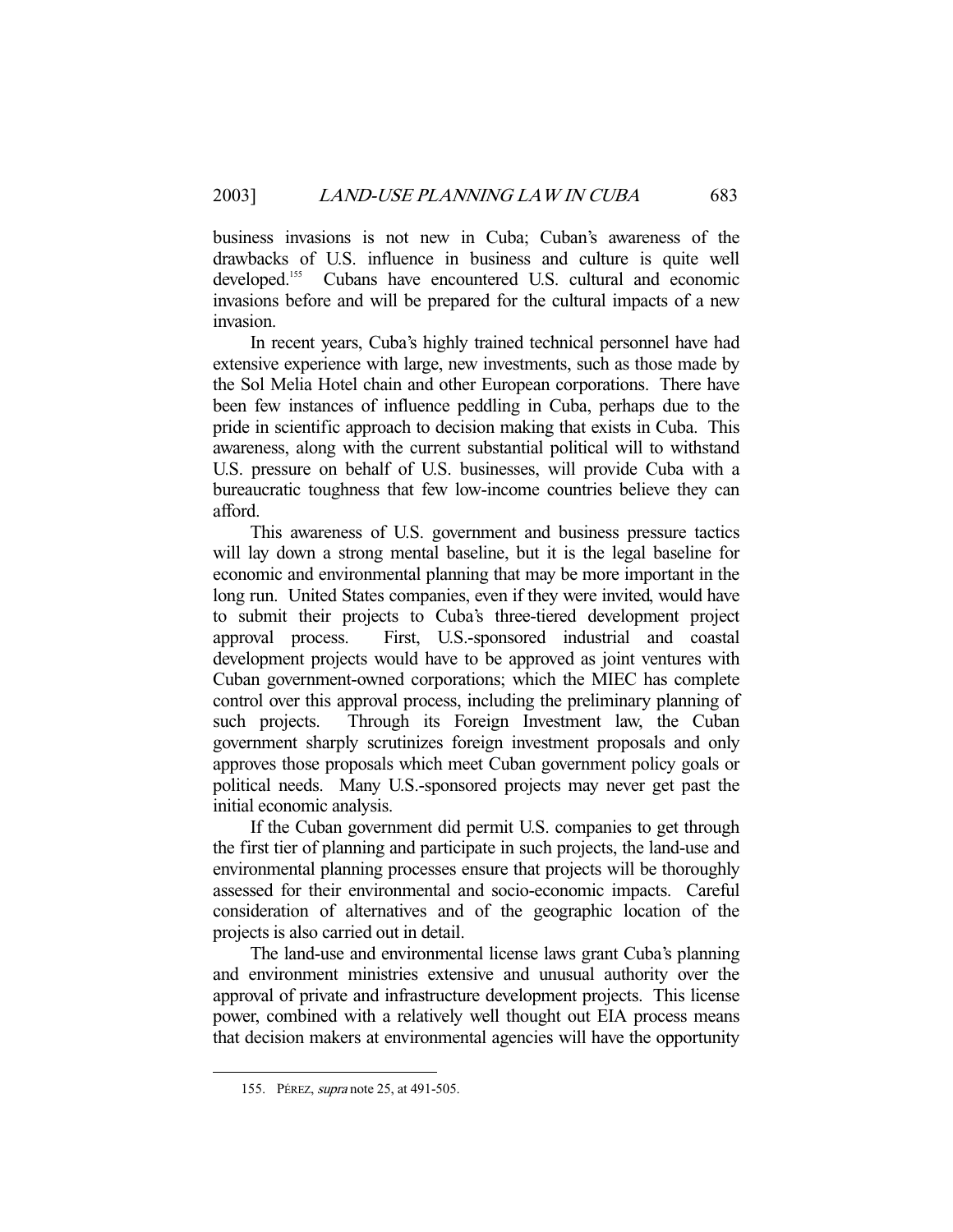business invasions is not new in Cuba; Cuban's awareness of the drawbacks of U.S. influence in business and culture is quite well developed.[155] Cubans have encountered U.S. cultural and economic invasions before and will be prepared for the cultural impacts of a new invasion.

In recent years, Cuba's highly trained technical personnel have had extensive experience with large, new investments, such as those made by the Sol Melia Hotel chain and other European corporations. There have been few instances of influence peddling in Cuba, perhaps due to the pride in scientific approach to decision making that exists in Cuba. This awareness, along with the current substantial political will to withstand U.S. pressure on behalf of U.S. businesses, will provide Cuba with a bureaucratic toughness that few low-income countries believe they can afford.

This awareness of U.S. government and business pressure tactics will lay down a strong mental baseline, but it is the legal baseline for economic and environmental planning that may be more important in the long run. United States companies, even if they were invited, would have to submit their projects to Cuba's three-tiered development project approval process. First, U.S.-sponsored industrial and coastal development projects would have to be approved as joint ventures with Cuban government-owned corporations; which the MIEC has complete control over this approval process, including the preliminary planning of such projects. Through its Foreign Investment law, the Cuban government sharply scrutinizes foreign investment proposals and only approves those proposals which meet Cuban government policy goals or political needs. Many U.S.-sponsored projects may never get past the initial economic analysis.

If the Cuban government did permit U.S. companies to get through the first tier of planning and participate in such projects, the land-use and environmental planning processes ensure that projects will be thoroughly assessed for their environmental and socio-economic impacts. Careful consideration of alternatives and of the geographic location of the projects is also carried out in detail.

The land-use and environmental license laws grant Cuba's planning and environment ministries extensive and unusual authority over the approval of private and infrastructure development projects. This license power, combined with a relatively well thought out EIA process means that decision makers at environmental agencies will have the opportunity

---

155. PÉREZ, *supra* note 25, at 491-505.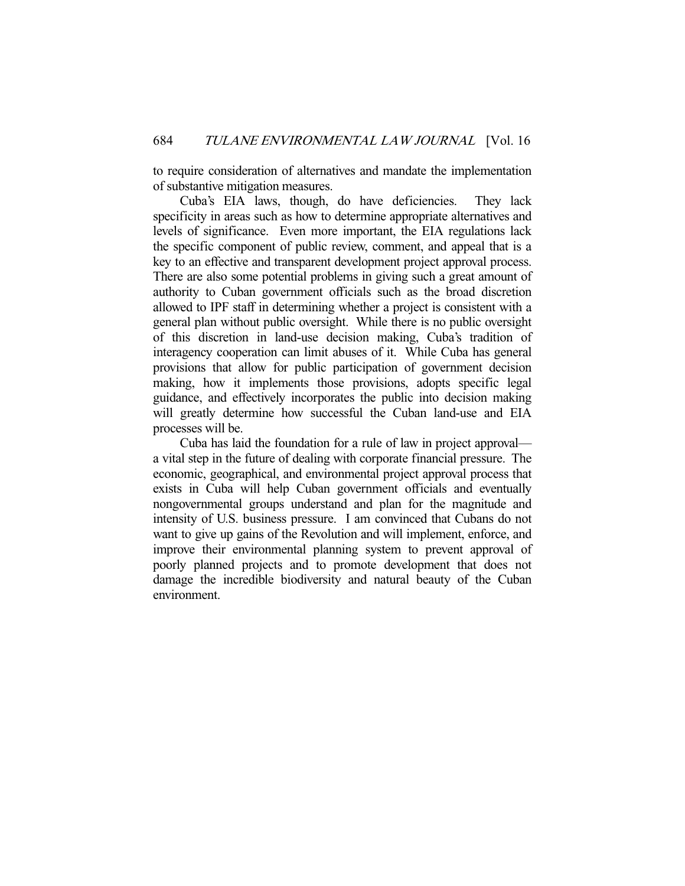to require consideration of alternatives and mandate the implementation of substantive mitigation measures.

Cuba's EIA laws, though, do have deficiencies. They lack specificity in areas such as how to determine appropriate alternatives and levels of significance. Even more important, the EIA regulations lack the specific component of public review, comment, and appeal that is a key to an effective and transparent development project approval process. There are also some potential problems in giving such a great amount of authority to Cuban government officials such as the broad discretion allowed to IPF staff in determining whether a project is consistent with a general plan without public oversight. While there is no public oversight of this discretion in land-use decision making, Cuba's tradition of interagency cooperation can limit abuses of it. While Cuba has general provisions that allow for public participation of government decision making, how it implements those provisions, adopts specific legal guidance, and effectively incorporates the public into decision making will greatly determine how successful the Cuban land-use and EIA processes will be.

Cuba has laid the foundation for a rule of law in project approval—a vital step in the future of dealing with corporate financial pressure. The economic, geographical, and environmental project approval process that exists in Cuba will help Cuban government officials and eventually nongovernmental groups understand and plan for the magnitude and intensity of U.S. business pressure. I am convinced that Cubans do not want to give up gains of the Revolution and will implement, enforce, and improve their environmental planning system to prevent approval of poorly planned projects and to promote development that does not damage the incredible biodiversity and natural beauty of the Cuban environment.